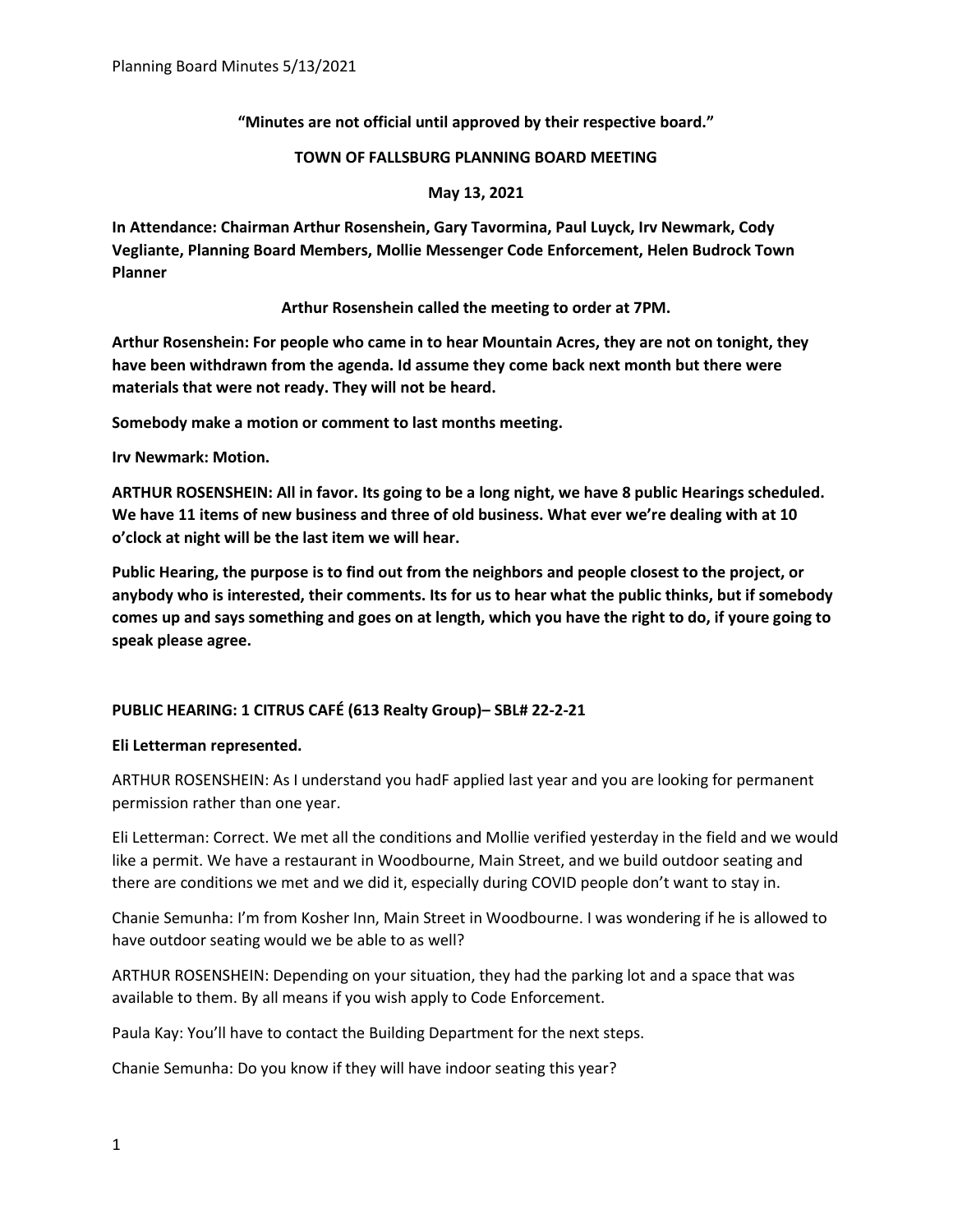**"Minutes are not official until approved by their respective board."**

**TOWN OF FALLSBURG PLANNING BOARD MEETING**

**May 13, 2021**

**In Attendance: Chairman Arthur Rosenshein, Gary Tavormina, Paul Luyck, Irv Newmark, Cody Vegliante, Planning Board Members, Mollie Messenger Code Enforcement, Helen Budrock Town Planner**

**Arthur Rosenshein called the meeting to order at 7PM.**

**Arthur Rosenshein: For people who came in to hear Mountain Acres, they are not on tonight, they have been withdrawn from the agenda. Id assume they come back next month but there were materials that were not ready. They will not be heard.**

**Somebody make a motion or comment to last months meeting.**

**Irv Newmark: Motion.**

**ARTHUR ROSENSHEIN: All in favor. Its going to be a long night, we have 8 public Hearings scheduled. We have 11 items of new business and three of old business. What ever we're dealing with at 10 o'clock at night will be the last item we will hear.**

**Public Hearing, the purpose is to find out from the neighbors and people closest to the project, or anybody who is interested, their comments. Its for us to hear what the public thinks, but if somebody comes up and says something and goes on at length, which you have the right to do, if youre going to speak please agree.**

**PUBLIC HEARING: 1 CITRUS CAFÉ (613 Realty Group)– SBL# 22-2-21**

**Eli Letterman represented.**

ARTHUR ROSENSHEIN: As I understand you hadF applied last year and you are looking for permanent permission rather than one year.

Eli Letterman: Correct. We met all the conditions and Mollie verified yesterday in the field and we would like a permit. We have a restaurant in Woodbourne, Main Street, and we build outdoor seating and there are conditions we met and we did it, especially during COVID people don't want to stay in.

Chanie Semunha: I'm from Kosher Inn, Main Street in Woodbourne. I was wondering if he is allowed to have outdoor seating would we be able to as well?

ARTHUR ROSENSHEIN: Depending on your situation, they had the parking lot and a space that was available to them. By all means if you wish apply to Code Enforcement.

Paula Kay: You'll have to contact the Building Department for the next steps.

Chanie Semunha: Do you know if they will have indoor seating this year?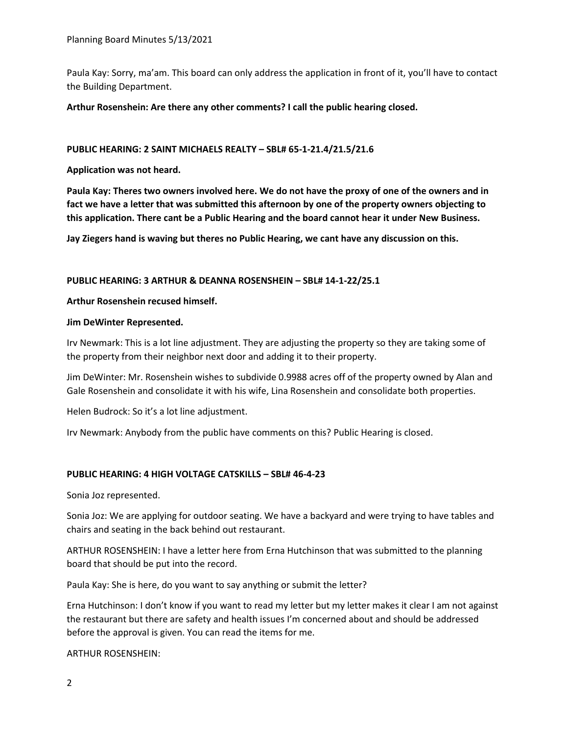Paula Kay: Sorry, ma'am. This board can only address the application in front of it, you'll have to contact the Building Department.

**Arthur Rosenshein: Are there any other comments? I call the public hearing closed.**

**PUBLIC HEARING: 2 SAINT MICHAELS REALTY – SBL# 65-1-21.4/21.5/21.6**

**Application was not heard.**

**Paula Kay: Theres two owners involved here. We do not have the proxy of one of the owners and in fact we have a letter that was submitted this afternoon by one of the property owners objecting to this application. There cant be a Public Hearing and the board cannot hear it under New Business.**

**Jay Ziegers hand is waving but theres no Public Hearing, we cant have any discussion on this.**

**PUBLIC HEARING: 3 ARTHUR & DEANNA ROSENSHEIN – SBL# 14-1-22/25.1**

**Arthur Rosenshein recused himself.**

**Jim DeWinter Represented.**

Irv Newmark: This is a lot line adjustment. They are adjusting the property so they are taking some of the property from their neighbor next door and adding it to their property.

Jim DeWinter: Mr. Rosenshein wishes to subdivide 0.9988 acres off of the property owned by Alan and Gale Rosenshein and consolidate it with his wife, Lina Rosenshein and consolidate both properties.

Helen Budrock: So it's a lot line adjustment.

Irv Newmark: Anybody from the public have comments on this? Public Hearing is closed.

**PUBLIC HEARING: 4 HIGH VOLTAGE CATSKILLS – SBL# 46-4-23**

Sonia Joz represented.

Sonia Joz: We are applying for outdoor seating. We have a backyard and were trying to have tables and chairs and seating in the back behind out restaurant.

ARTHUR ROSENSHEIN: I have a letter here from Erna Hutchinson that was submitted to the planning board that should be put into the record.

Paula Kay: She is here, do you want to say anything or submit the letter?

Erna Hutchinson: I don't know if you want to read my letter but my letter makes it clear I am not against the restaurant but there are safety and health issues I'm concerned about and should be addressed before the approval is given. You can read the items for me.

ARTHUR ROSENSHEIN: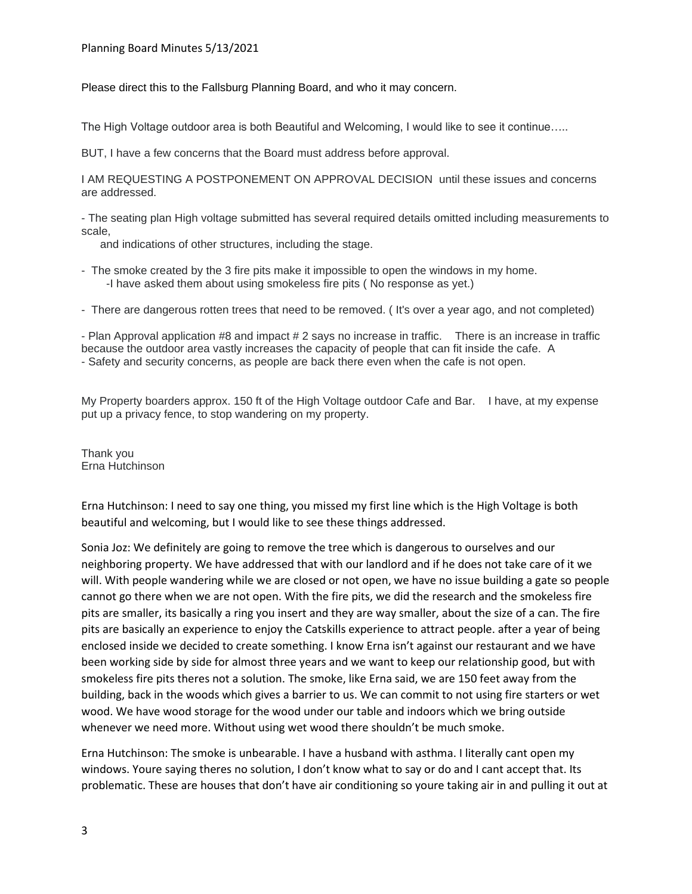Please direct this to the Fallsburg Planning Board, and who it may concern.

The High Voltage outdoor area is both Beautiful and Welcoming, I would like to see it continue…..

BUT, I have a few concerns that the Board must address before approval.

I AM REQUESTING A POSTPONEMENT ON APPROVAL DECISION until these issues and concerns are addressed.

- The seating plan High voltage submitted has several required details omitted including measurements to scale,
  and indications of other structures, including the stage.

- The smoke created by the 3 fire pits make it impossible to open the windows in my home.
  -I have asked them about using smokeless fire pits ( No response as yet.)

- There are dangerous rotten trees that need to be removed. ( It's over a year ago, and not completed)

- Plan Approval application #8 and impact # 2 says no increase in traffic. There is an increase in traffic because the outdoor area vastly increases the capacity of people that can fit inside the cafe. A
- Safety and security concerns, as people are back there even when the cafe is not open.

My Property boarders approx. 150 ft of the High Voltage outdoor Cafe and Bar. I have, at my expense put up a privacy fence, to stop wandering on my property.

Thank you
Erna Hutchinson

Erna Hutchinson: I need to say one thing, you missed my first line which is the High Voltage is both beautiful and welcoming, but I would like to see these things addressed.

Sonia Joz: We definitely are going to remove the tree which is dangerous to ourselves and our neighboring property. We have addressed that with our landlord and if he does not take care of it we will. With people wandering while we are closed or not open, we have no issue building a gate so people cannot go there when we are not open. With the fire pits, we did the research and the smokeless fire pits are smaller, its basically a ring you insert and they are way smaller, about the size of a can. The fire pits are basically an experience to enjoy the Catskills experience to attract people. after a year of being enclosed inside we decided to create something. I know Erna isn't against our restaurant and we have been working side by side for almost three years and we want to keep our relationship good, but with smokeless fire pits theres not a solution. The smoke, like Erna said, we are 150 feet away from the building, back in the woods which gives a barrier to us. We can commit to not using fire starters or wet wood. We have wood storage for the wood under our table and indoors which we bring outside whenever we need more. Without using wet wood there shouldn't be much smoke.

Erna Hutchinson: The smoke is unbearable. I have a husband with asthma. I literally cant open my windows. Youre saying theres no solution, I don't know what to say or do and I cant accept that. Its problematic. These are houses that don't have air conditioning so youre taking air in and pulling it out at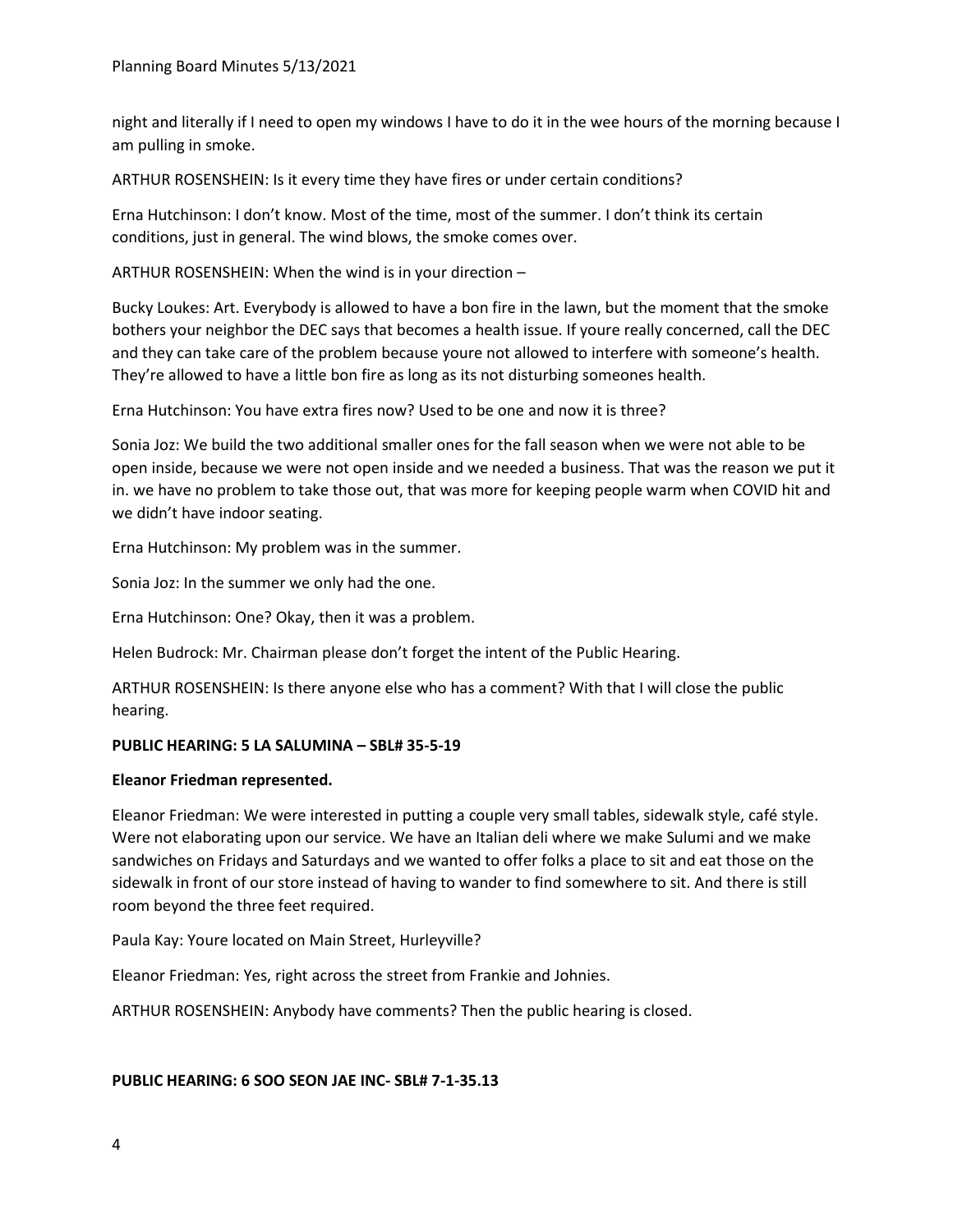night and literally if I need to open my windows I have to do it in the wee hours of the morning because I am pulling in smoke.

ARTHUR ROSENSHEIN: Is it every time they have fires or under certain conditions?

Erna Hutchinson: I don't know. Most of the time, most of the summer. I don't think its certain conditions, just in general. The wind blows, the smoke comes over.

ARTHUR ROSENSHEIN: When the wind is in your direction –

Bucky Loukes: Art. Everybody is allowed to have a bon fire in the lawn, but the moment that the smoke bothers your neighbor the DEC says that becomes a health issue. If youre really concerned, call the DEC and they can take care of the problem because youre not allowed to interfere with someone's health. They're allowed to have a little bon fire as long as its not disturbing someones health.

Erna Hutchinson: You have extra fires now? Used to be one and now it is three?

Sonia Joz: We build the two additional smaller ones for the fall season when we were not able to be open inside, because we were not open inside and we needed a business. That was the reason we put it in. we have no problem to take those out, that was more for keeping people warm when COVID hit and we didn't have indoor seating.

Erna Hutchinson: My problem was in the summer.

Sonia Joz: In the summer we only had the one.

Erna Hutchinson: One? Okay, then it was a problem.

Helen Budrock: Mr. Chairman please don't forget the intent of the Public Hearing.

ARTHUR ROSENSHEIN: Is there anyone else who has a comment? With that I will close the public hearing.

**PUBLIC HEARING: 5 LA SALUMINA – SBL# 35-5-19**

**Eleanor Friedman represented.**

Eleanor Friedman: We were interested in putting a couple very small tables, sidewalk style, café style. Were not elaborating upon our service. We have an Italian deli where we make Sulumi and we make sandwiches on Fridays and Saturdays and we wanted to offer folks a place to sit and eat those on the sidewalk in front of our store instead of having to wander to find somewhere to sit. And there is still room beyond the three feet required.

Paula Kay: Youre located on Main Street, Hurleyville?

Eleanor Friedman: Yes, right across the street from Frankie and Johnies.

ARTHUR ROSENSHEIN: Anybody have comments? Then the public hearing is closed.

**PUBLIC HEARING: 6 SOO SEON JAE INC- SBL# 7-1-35.13**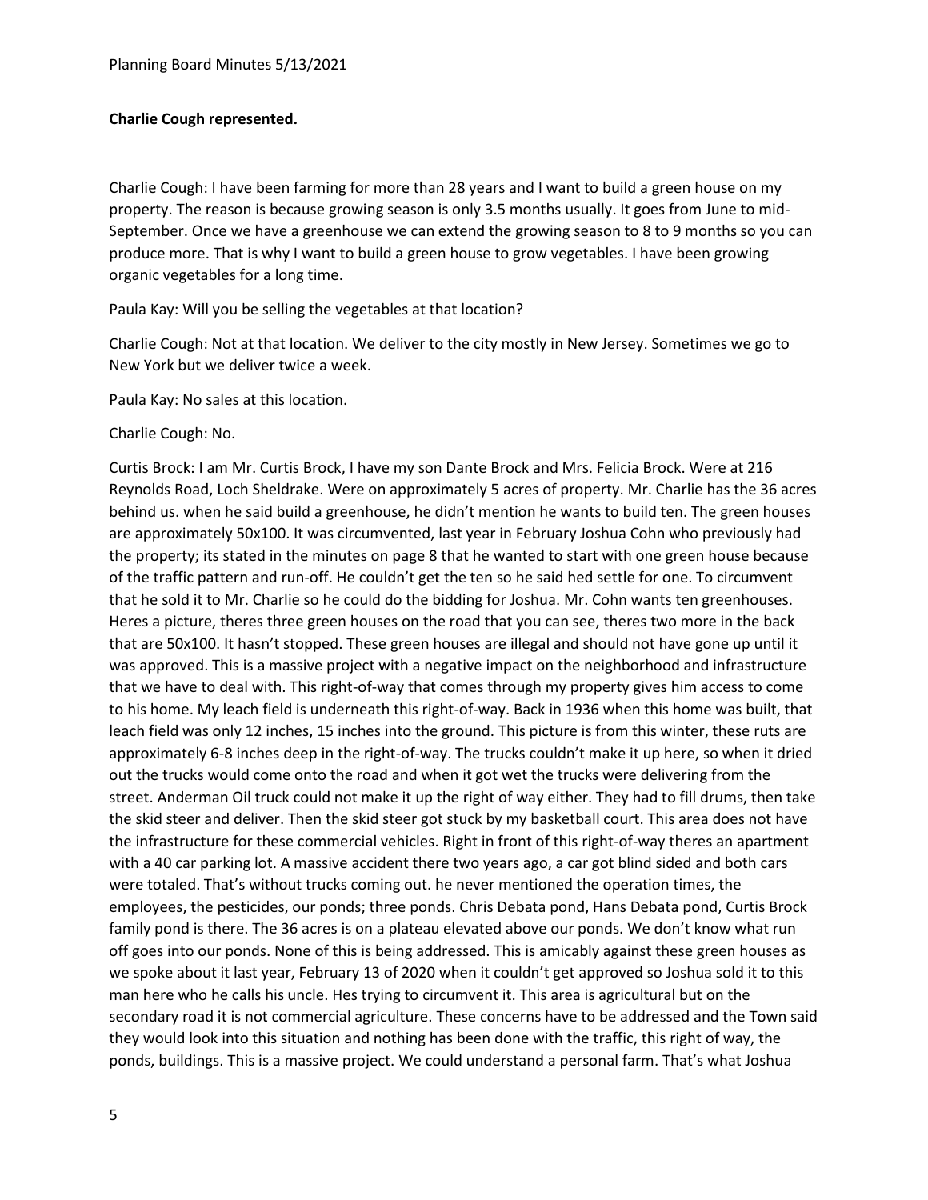**Charlie Cough represented.**

Charlie Cough: I have been farming for more than 28 years and I want to build a green house on my property. The reason is because growing season is only 3.5 months usually. It goes from June to mid-September. Once we have a greenhouse we can extend the growing season to 8 to 9 months so you can produce more. That is why I want to build a green house to grow vegetables. I have been growing organic vegetables for a long time.

Paula Kay: Will you be selling the vegetables at that location?

Charlie Cough: Not at that location. We deliver to the city mostly in New Jersey. Sometimes we go to New York but we deliver twice a week.

Paula Kay: No sales at this location.

Charlie Cough: No.

Curtis Brock: I am Mr. Curtis Brock, I have my son Dante Brock and Mrs. Felicia Brock. Were at 216 Reynolds Road, Loch Sheldrake. Were on approximately 5 acres of property. Mr. Charlie has the 36 acres behind us. when he said build a greenhouse, he didn't mention he wants to build ten. The green houses are approximately 50x100. It was circumvented, last year in February Joshua Cohn who previously had the property; its stated in the minutes on page 8 that he wanted to start with one green house because of the traffic pattern and run-off. He couldn't get the ten so he said hed settle for one. To circumvent that he sold it to Mr. Charlie so he could do the bidding for Joshua. Mr. Cohn wants ten greenhouses. Heres a picture, theres three green houses on the road that you can see, theres two more in the back that are 50x100. It hasn't stopped. These green houses are illegal and should not have gone up until it was approved. This is a massive project with a negative impact on the neighborhood and infrastructure that we have to deal with. This right-of-way that comes through my property gives him access to come to his home. My leach field is underneath this right-of-way. Back in 1936 when this home was built, that leach field was only 12 inches, 15 inches into the ground. This picture is from this winter, these ruts are approximately 6-8 inches deep in the right-of-way. The trucks couldn't make it up here, so when it dried out the trucks would come onto the road and when it got wet the trucks were delivering from the street. Anderman Oil truck could not make it up the right of way either. They had to fill drums, then take the skid steer and deliver. Then the skid steer got stuck by my basketball court. This area does not have the infrastructure for these commercial vehicles. Right in front of this right-of-way theres an apartment with a 40 car parking lot. A massive accident there two years ago, a car got blind sided and both cars were totaled. That's without trucks coming out. he never mentioned the operation times, the employees, the pesticides, our ponds; three ponds. Chris Debata pond, Hans Debata pond, Curtis Brock family pond is there. The 36 acres is on a plateau elevated above our ponds. We don't know what run off goes into our ponds. None of this is being addressed. This is amicably against these green houses as we spoke about it last year, February 13 of 2020 when it couldn't get approved so Joshua sold it to this man here who he calls his uncle. Hes trying to circumvent it. This area is agricultural but on the secondary road it is not commercial agriculture. These concerns have to be addressed and the Town said they would look into this situation and nothing has been done with the traffic, this right of way, the ponds, buildings. This is a massive project. We could understand a personal farm. That's what Joshua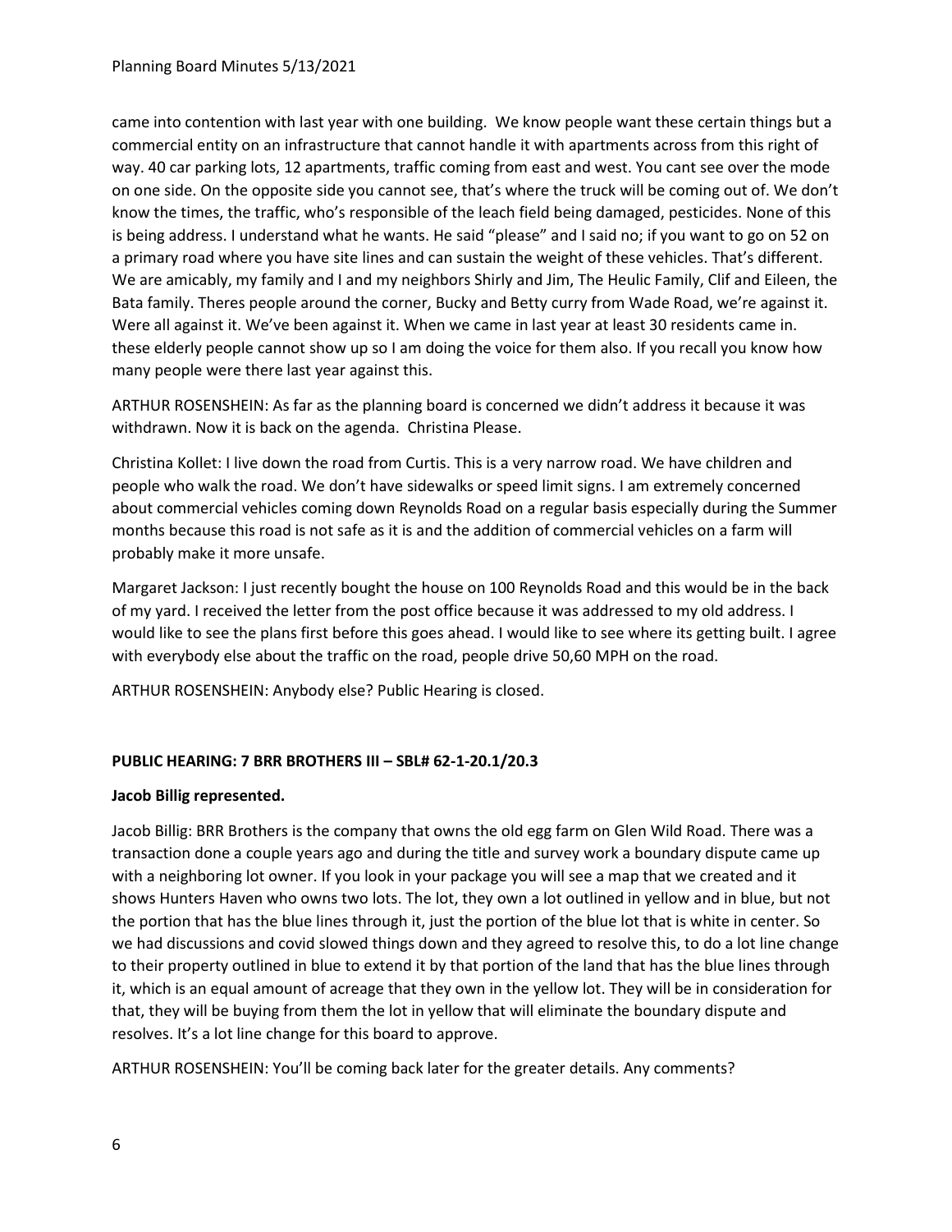came into contention with last year with one building. We know people want these certain things but a commercial entity on an infrastructure that cannot handle it with apartments across from this right of way. 40 car parking lots, 12 apartments, traffic coming from east and west. You cant see over the mode on one side. On the opposite side you cannot see, that's where the truck will be coming out of. We don't know the times, the traffic, who's responsible of the leach field being damaged, pesticides. None of this is being address. I understand what he wants. He said "please" and I said no; if you want to go on 52 on a primary road where you have site lines and can sustain the weight of these vehicles. That's different. We are amicably, my family and I and my neighbors Shirly and Jim, The Heulic Family, Clif and Eileen, the Bata family. Theres people around the corner, Bucky and Betty curry from Wade Road, we're against it. Were all against it. We've been against it. When we came in last year at least 30 residents came in. these elderly people cannot show up so I am doing the voice for them also. If you recall you know how many people were there last year against this.

ARTHUR ROSENSHEIN: As far as the planning board is concerned we didn't address it because it was withdrawn. Now it is back on the agenda. Christina Please.

Christina Kollet: I live down the road from Curtis. This is a very narrow road. We have children and people who walk the road. We don't have sidewalks or speed limit signs. I am extremely concerned about commercial vehicles coming down Reynolds Road on a regular basis especially during the Summer months because this road is not safe as it is and the addition of commercial vehicles on a farm will probably make it more unsafe.

Margaret Jackson: I just recently bought the house on 100 Reynolds Road and this would be in the back of my yard. I received the letter from the post office because it was addressed to my old address. I would like to see the plans first before this goes ahead. I would like to see where its getting built. I agree with everybody else about the traffic on the road, people drive 50,60 MPH on the road.

ARTHUR ROSENSHEIN: Anybody else? Public Hearing is closed.

**PUBLIC HEARING: 7 BRR BROTHERS III – SBL# 62-1-20.1/20.3**

**Jacob Billig represented.**

Jacob Billig: BRR Brothers is the company that owns the old egg farm on Glen Wild Road. There was a transaction done a couple years ago and during the title and survey work a boundary dispute came up with a neighboring lot owner. If you look in your package you will see a map that we created and it shows Hunters Haven who owns two lots. The lot, they own a lot outlined in yellow and in blue, but not the portion that has the blue lines through it, just the portion of the blue lot that is white in center. So we had discussions and covid slowed things down and they agreed to resolve this, to do a lot line change to their property outlined in blue to extend it by that portion of the land that has the blue lines through it, which is an equal amount of acreage that they own in the yellow lot. They will be in consideration for that, they will be buying from them the lot in yellow that will eliminate the boundary dispute and resolves. It's a lot line change for this board to approve.

ARTHUR ROSENSHEIN: You'll be coming back later for the greater details. Any comments?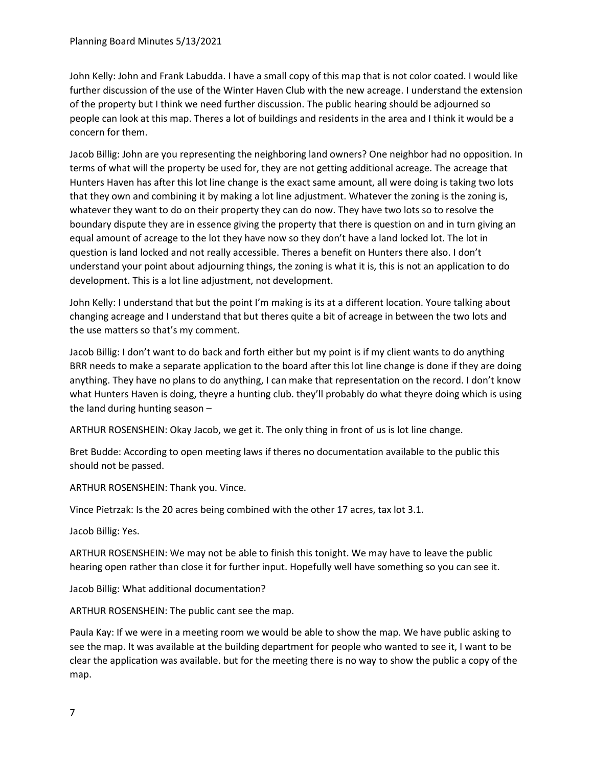John Kelly: John and Frank Labudda. I have a small copy of this map that is not color coated. I would like further discussion of the use of the Winter Haven Club with the new acreage. I understand the extension of the property but I think we need further discussion. The public hearing should be adjourned so people can look at this map. Theres a lot of buildings and residents in the area and I think it would be a concern for them.

Jacob Billig: John are you representing the neighboring land owners? One neighbor had no opposition. In terms of what will the property be used for, they are not getting additional acreage. The acreage that Hunters Haven has after this lot line change is the exact same amount, all were doing is taking two lots that they own and combining it by making a lot line adjustment. Whatever the zoning is the zoning is, whatever they want to do on their property they can do now. They have two lots so to resolve the boundary dispute they are in essence giving the property that there is question on and in turn giving an equal amount of acreage to the lot they have now so they don't have a land locked lot. The lot in question is land locked and not really accessible. Theres a benefit on Hunters there also. I don't understand your point about adjourning things, the zoning is what it is, this is not an application to do development. This is a lot line adjustment, not development.

John Kelly: I understand that but the point I'm making is its at a different location. Youre talking about changing acreage and I understand that but theres quite a bit of acreage in between the two lots and the use matters so that's my comment.

Jacob Billig: I don't want to do back and forth either but my point is if my client wants to do anything BRR needs to make a separate application to the board after this lot line change is done if they are doing anything. They have no plans to do anything, I can make that representation on the record. I don't know what Hunters Haven is doing, theyre a hunting club. they'll probably do what theyre doing which is using the land during hunting season –

ARTHUR ROSENSHEIN: Okay Jacob, we get it. The only thing in front of us is lot line change.

Bret Budde: According to open meeting laws if theres no documentation available to the public this should not be passed.

ARTHUR ROSENSHEIN: Thank you. Vince.

Vince Pietrzak: Is the 20 acres being combined with the other 17 acres, tax lot 3.1.

Jacob Billig: Yes.

ARTHUR ROSENSHEIN: We may not be able to finish this tonight. We may have to leave the public hearing open rather than close it for further input. Hopefully well have something so you can see it.

Jacob Billig: What additional documentation?

ARTHUR ROSENSHEIN: The public cant see the map.

Paula Kay: If we were in a meeting room we would be able to show the map. We have public asking to see the map. It was available at the building department for people who wanted to see it, I want to be clear the application was available. but for the meeting there is no way to show the public a copy of the map.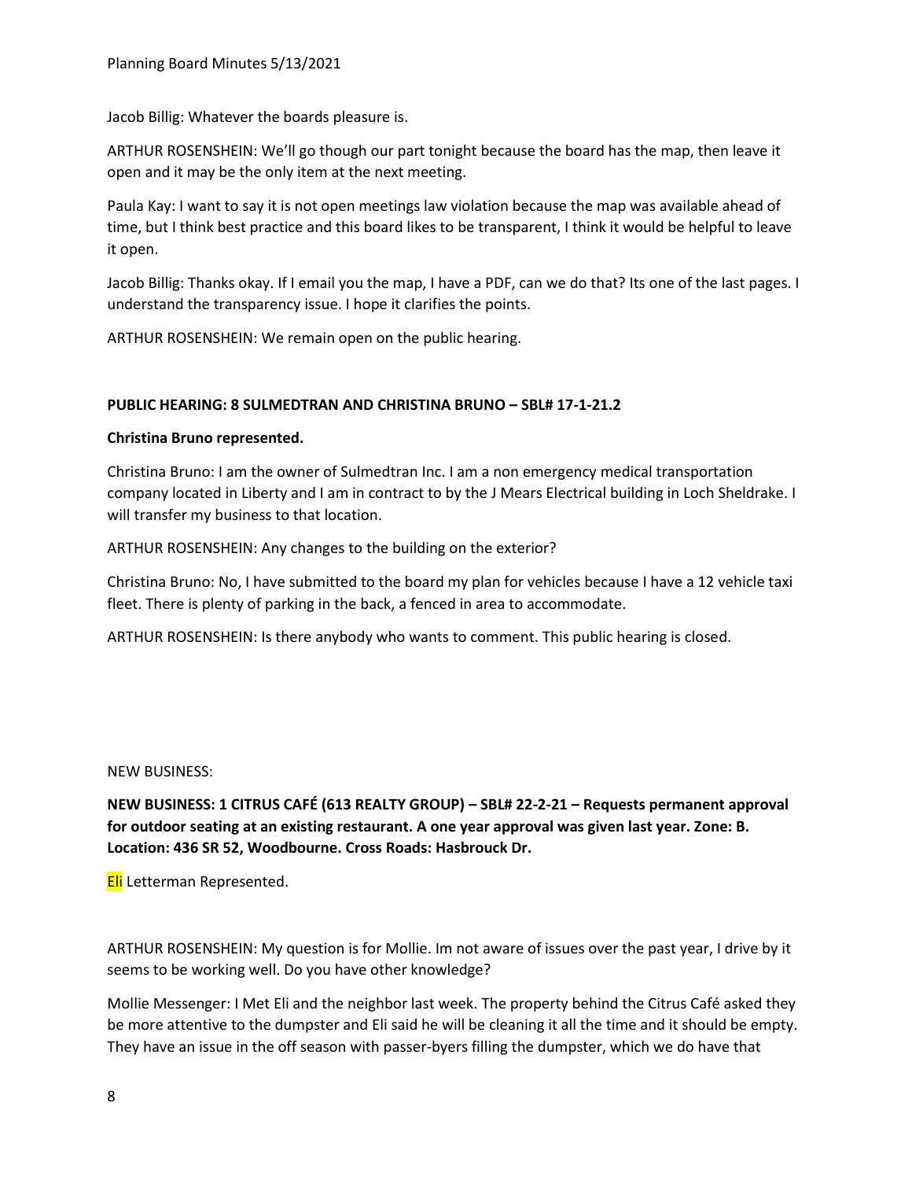Jacob Billig: Whatever the boards pleasure is.

ARTHUR ROSENSHEIN: We'll go though our part tonight because the board has the map, then leave it open and it may be the only item at the next meeting.

Paula Kay: I want to say it is not open meetings law violation because the map was available ahead of time, but I think best practice and this board likes to be transparent, I think it would be helpful to leave it open.

Jacob Billig: Thanks okay. If I email you the map, I have a PDF, can we do that? Its one of the last pages. I understand the transparency issue. I hope it clarifies the points.

ARTHUR ROSENSHEIN: We remain open on the public hearing.

**PUBLIC HEARING: 8 SULMEDTRAN AND CHRISTINA BRUNO – SBL# 17-1-21.2**

**Christina Bruno represented.**

Christina Bruno: I am the owner of Sulmedtran Inc. I am a non emergency medical transportation company located in Liberty and I am in contract to by the J Mears Electrical building in Loch Sheldrake. I will transfer my business to that location.

ARTHUR ROSENSHEIN: Any changes to the building on the exterior?

Christina Bruno: No, I have submitted to the board my plan for vehicles because I have a 12 vehicle taxi fleet. There is plenty of parking in the back, a fenced in area to accommodate.

ARTHUR ROSENSHEIN: Is there anybody who wants to comment. This public hearing is closed.

NEW BUSINESS:

**NEW BUSINESS: 1 CITRUS CAFÉ (613 REALTY GROUP) – SBL# 22-2-21 – Requests permanent approval for outdoor seating at an existing restaurant. A one year approval was given last year. Zone: B. Location: 436 SR 52, Woodbourne. Cross Roads: Hasbrouck Dr.**

Eli Letterman Represented.

ARTHUR ROSENSHEIN: My question is for Mollie. Im not aware of issues over the past year, I drive by it seems to be working well. Do you have other knowledge?

Mollie Messenger: I Met Eli and the neighbor last week. The property behind the Citrus Café asked they be more attentive to the dumpster and Eli said he will be cleaning it all the time and it should be empty. They have an issue in the off season with passer-byers filling the dumpster, which we do have that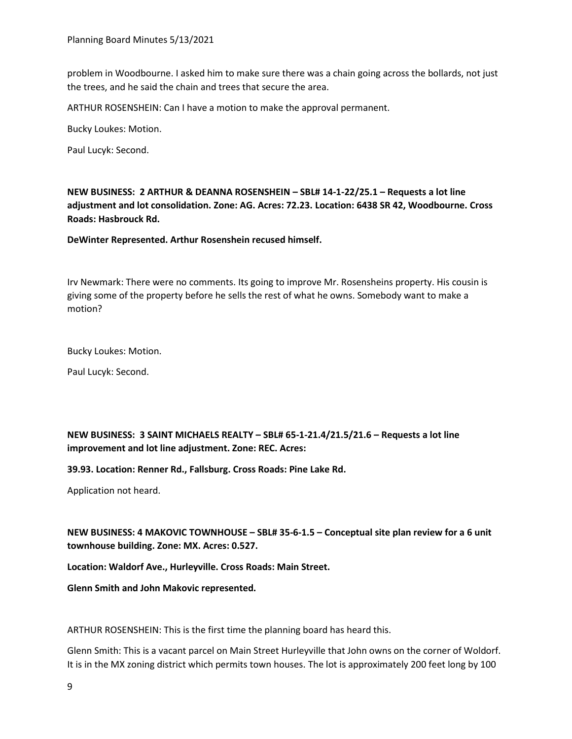problem in Woodbourne. I asked him to make sure there was a chain going across the bollards, not just the trees, and he said the chain and trees that secure the area.

ARTHUR ROSENSHEIN: Can I have a motion to make the approval permanent.

Bucky Loukes: Motion.

Paul Lucyk: Second.

**NEW BUSINESS: 2 ARTHUR & DEANNA ROSENSHEIN – SBL# 14-1-22/25.1 – Requests a lot line adjustment and lot consolidation. Zone: AG. Acres: 72.23. Location: 6438 SR 42, Woodbourne. Cross Roads: Hasbrouck Rd.**

**DeWinter Represented. Arthur Rosenshein recused himself.**

Irv Newmark: There were no comments. Its going to improve Mr. Rosensheins property. His cousin is giving some of the property before he sells the rest of what he owns. Somebody want to make a motion?

Bucky Loukes: Motion.

Paul Lucyk: Second.

**NEW BUSINESS: 3 SAINT MICHAELS REALTY – SBL# 65-1-21.4/21.5/21.6 – Requests a lot line improvement and lot line adjustment. Zone: REC. Acres:**

**39.93. Location: Renner Rd., Fallsburg. Cross Roads: Pine Lake Rd.**

Application not heard.

**NEW BUSINESS: 4 MAKOVIC TOWNHOUSE – SBL# 35-6-1.5 – Conceptual site plan review for a 6 unit townhouse building. Zone: MX. Acres: 0.527.**

**Location: Waldorf Ave., Hurleyville. Cross Roads: Main Street.**

**Glenn Smith and John Makovic represented.**

ARTHUR ROSENSHEIN: This is the first time the planning board has heard this.

Glenn Smith: This is a vacant parcel on Main Street Hurleyville that John owns on the corner of Woldorf. It is in the MX zoning district which permits town houses. The lot is approximately 200 feet long by 100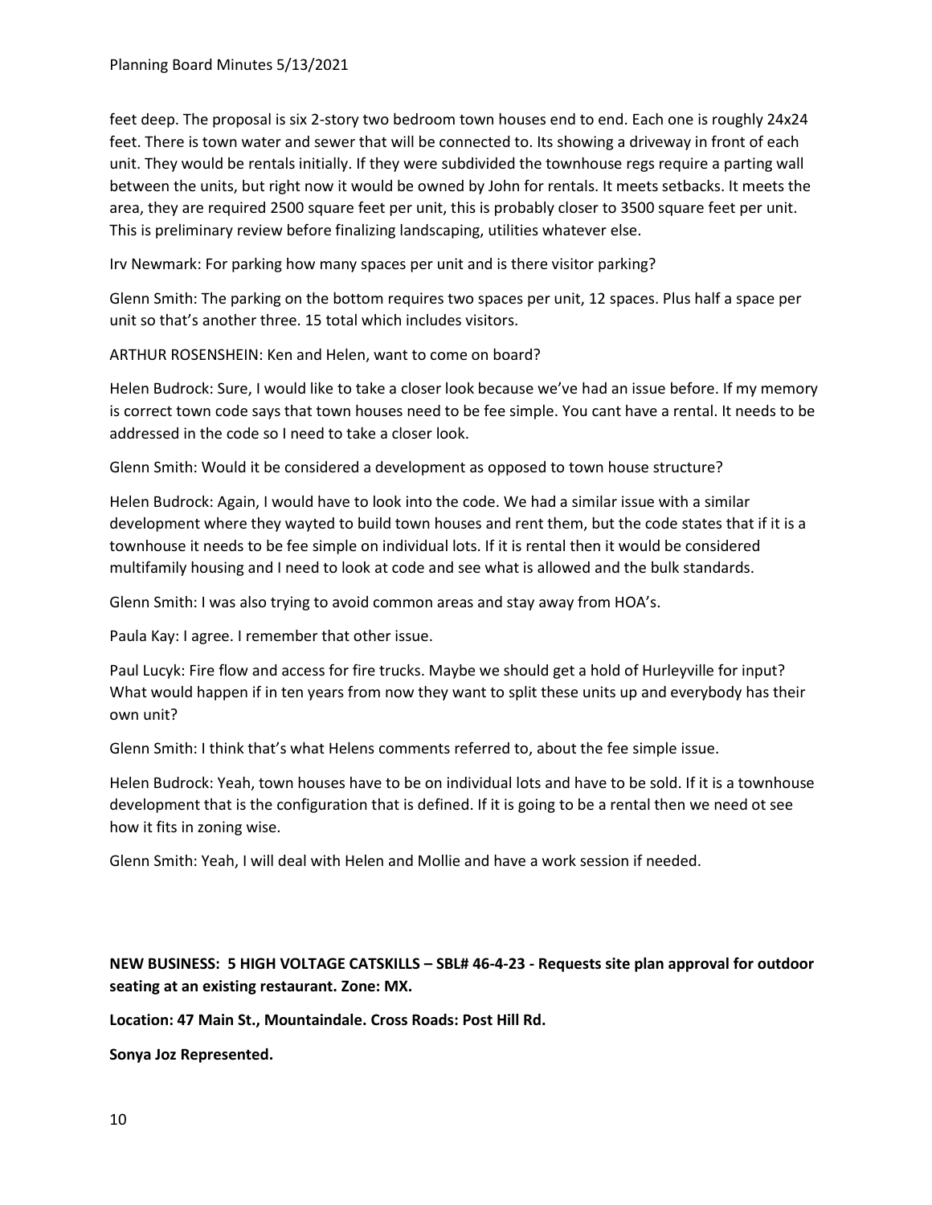feet deep. The proposal is six 2-story two bedroom town houses end to end. Each one is roughly 24x24 feet. There is town water and sewer that will be connected to. Its showing a driveway in front of each unit. They would be rentals initially. If they were subdivided the townhouse regs require a parting wall between the units, but right now it would be owned by John for rentals. It meets setbacks. It meets the area, they are required 2500 square feet per unit, this is probably closer to 3500 square feet per unit. This is preliminary review before finalizing landscaping, utilities whatever else.

Irv Newmark: For parking how many spaces per unit and is there visitor parking?

Glenn Smith: The parking on the bottom requires two spaces per unit, 12 spaces. Plus half a space per unit so that's another three. 15 total which includes visitors.

ARTHUR ROSENSHEIN: Ken and Helen, want to come on board?

Helen Budrock: Sure, I would like to take a closer look because we've had an issue before. If my memory is correct town code says that town houses need to be fee simple. You cant have a rental. It needs to be addressed in the code so I need to take a closer look.

Glenn Smith: Would it be considered a development as opposed to town house structure?

Helen Budrock: Again, I would have to look into the code. We had a similar issue with a similar development where they wayted to build town houses and rent them, but the code states that if it is a townhouse it needs to be fee simple on individual lots. If it is rental then it would be considered multifamily housing and I need to look at code and see what is allowed and the bulk standards.

Glenn Smith: I was also trying to avoid common areas and stay away from HOA's.

Paula Kay: I agree. I remember that other issue.

Paul Lucyk: Fire flow and access for fire trucks. Maybe we should get a hold of Hurleyville for input? What would happen if in ten years from now they want to split these units up and everybody has their own unit?

Glenn Smith: I think that's what Helens comments referred to, about the fee simple issue.

Helen Budrock: Yeah, town houses have to be on individual lots and have to be sold. If it is a townhouse development that is the configuration that is defined. If it is going to be a rental then we need ot see how it fits in zoning wise.

Glenn Smith: Yeah, I will deal with Helen and Mollie and have a work session if needed.

**NEW BUSINESS: 5 HIGH VOLTAGE CATSKILLS – SBL# 46-4-23 - Requests site plan approval for outdoor seating at an existing restaurant. Zone: MX.**

**Location: 47 Main St., Mountaindale. Cross Roads: Post Hill Rd.**

**Sonya Joz Represented.**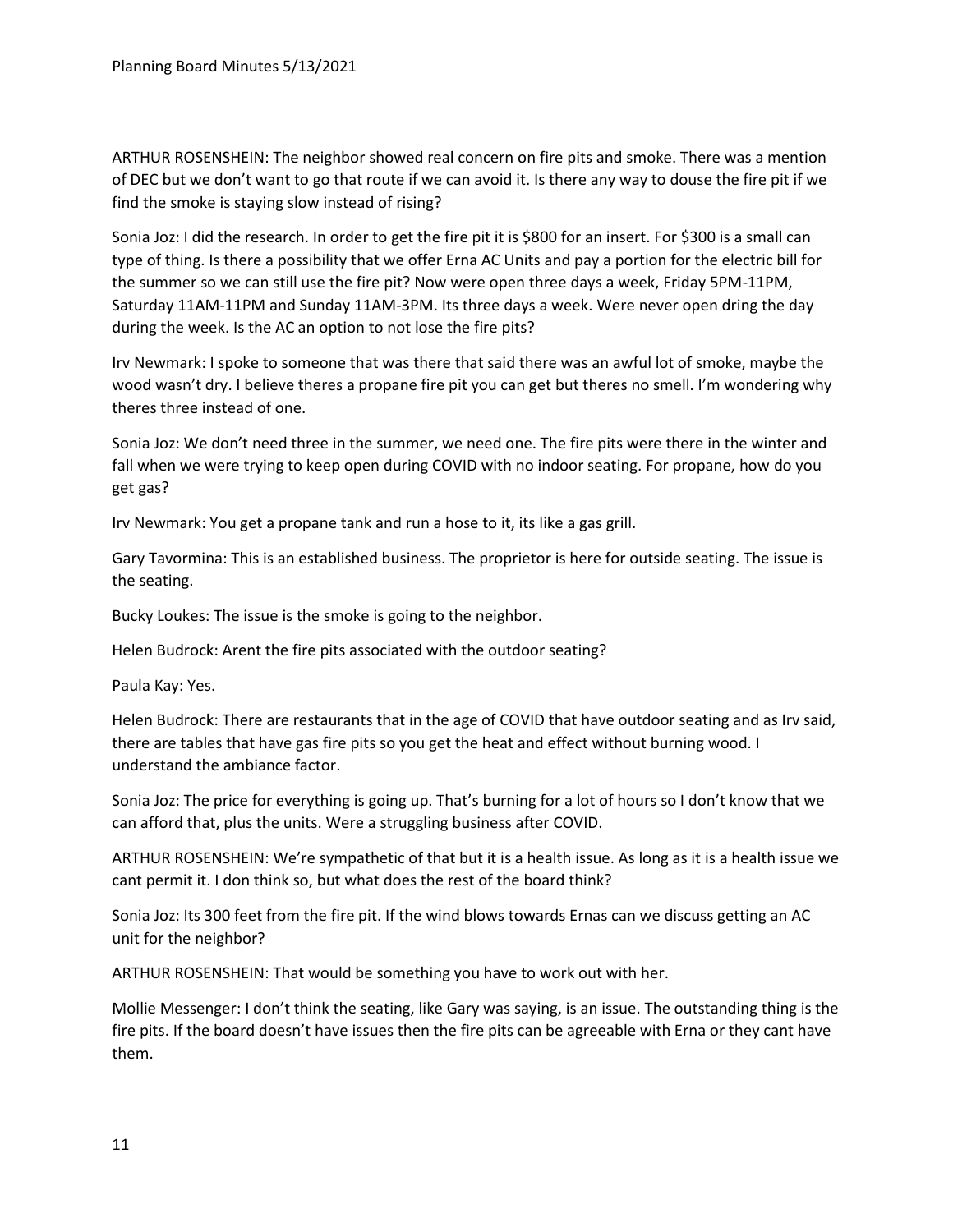ARTHUR ROSENSHEIN: The neighbor showed real concern on fire pits and smoke. There was a mention of DEC but we don't want to go that route if we can avoid it. Is there any way to douse the fire pit if we find the smoke is staying slow instead of rising?

Sonia Joz: I did the research. In order to get the fire pit it is $800 for an insert. For $300 is a small can type of thing. Is there a possibility that we offer Erna AC Units and pay a portion for the electric bill for the summer so we can still use the fire pit? Now were open three days a week, Friday 5PM-11PM, Saturday 11AM-11PM and Sunday 11AM-3PM. Its three days a week. Were never open dring the day during the week. Is the AC an option to not lose the fire pits?

Irv Newmark: I spoke to someone that was there that said there was an awful lot of smoke, maybe the wood wasn't dry. I believe theres a propane fire pit you can get but theres no smell. I'm wondering why theres three instead of one.

Sonia Joz: We don't need three in the summer, we need one. The fire pits were there in the winter and fall when we were trying to keep open during COVID with no indoor seating. For propane, how do you get gas?

Irv Newmark: You get a propane tank and run a hose to it, its like a gas grill.

Gary Tavormina: This is an established business. The proprietor is here for outside seating. The issue is the seating.

Bucky Loukes: The issue is the smoke is going to the neighbor.

Helen Budrock: Arent the fire pits associated with the outdoor seating?

Paula Kay: Yes.

Helen Budrock: There are restaurants that in the age of COVID that have outdoor seating and as Irv said, there are tables that have gas fire pits so you get the heat and effect without burning wood. I understand the ambiance factor.

Sonia Joz: The price for everything is going up. That's burning for a lot of hours so I don't know that we can afford that, plus the units. Were a struggling business after COVID.

ARTHUR ROSENSHEIN: We're sympathetic of that but it is a health issue. As long as it is a health issue we cant permit it. I don think so, but what does the rest of the board think?

Sonia Joz: Its 300 feet from the fire pit. If the wind blows towards Ernas can we discuss getting an AC unit for the neighbor?

ARTHUR ROSENSHEIN: That would be something you have to work out with her.

Mollie Messenger: I don't think the seating, like Gary was saying, is an issue. The outstanding thing is the fire pits. If the board doesn't have issues then the fire pits can be agreeable with Erna or they cant have them.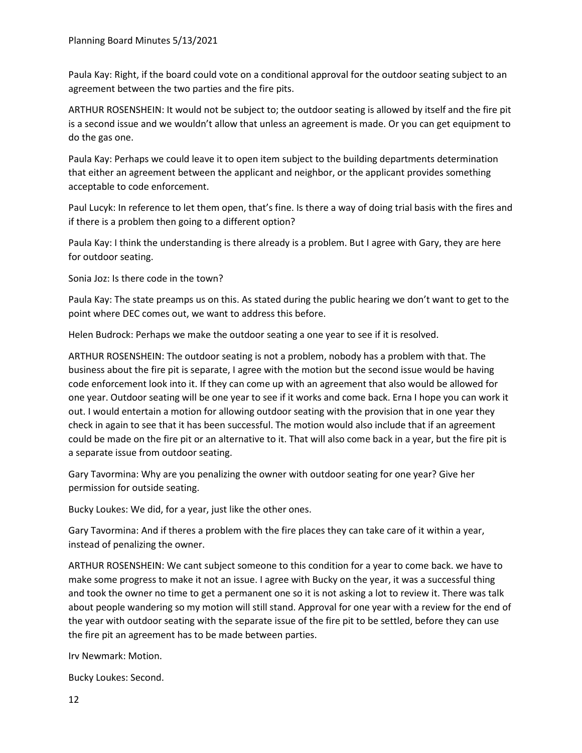Paula Kay: Right, if the board could vote on a conditional approval for the outdoor seating subject to an agreement between the two parties and the fire pits.

ARTHUR ROSENSHEIN: It would not be subject to; the outdoor seating is allowed by itself and the fire pit is a second issue and we wouldn't allow that unless an agreement is made. Or you can get equipment to do the gas one.

Paula Kay: Perhaps we could leave it to open item subject to the building departments determination that either an agreement between the applicant and neighbor, or the applicant provides something acceptable to code enforcement.

Paul Lucyk: In reference to let them open, that's fine. Is there a way of doing trial basis with the fires and if there is a problem then going to a different option?

Paula Kay: I think the understanding is there already is a problem. But I agree with Gary, they are here for outdoor seating.

Sonia Joz: Is there code in the town?

Paula Kay: The state preamps us on this. As stated during the public hearing we don't want to get to the point where DEC comes out, we want to address this before.

Helen Budrock: Perhaps we make the outdoor seating a one year to see if it is resolved.

ARTHUR ROSENSHEIN: The outdoor seating is not a problem, nobody has a problem with that. The business about the fire pit is separate, I agree with the motion but the second issue would be having code enforcement look into it. If they can come up with an agreement that also would be allowed for one year. Outdoor seating will be one year to see if it works and come back. Erna I hope you can work it out. I would entertain a motion for allowing outdoor seating with the provision that in one year they check in again to see that it has been successful. The motion would also include that if an agreement could be made on the fire pit or an alternative to it. That will also come back in a year, but the fire pit is a separate issue from outdoor seating.

Gary Tavormina: Why are you penalizing the owner with outdoor seating for one year? Give her permission for outside seating.

Bucky Loukes: We did, for a year, just like the other ones.

Gary Tavormina: And if theres a problem with the fire places they can take care of it within a year, instead of penalizing the owner.

ARTHUR ROSENSHEIN: We cant subject someone to this condition for a year to come back. we have to make some progress to make it not an issue. I agree with Bucky on the year, it was a successful thing and took the owner no time to get a permanent one so it is not asking a lot to review it. There was talk about people wandering so my motion will still stand. Approval for one year with a review for the end of the year with outdoor seating with the separate issue of the fire pit to be settled, before they can use the fire pit an agreement has to be made between parties.

Irv Newmark: Motion.

Bucky Loukes: Second.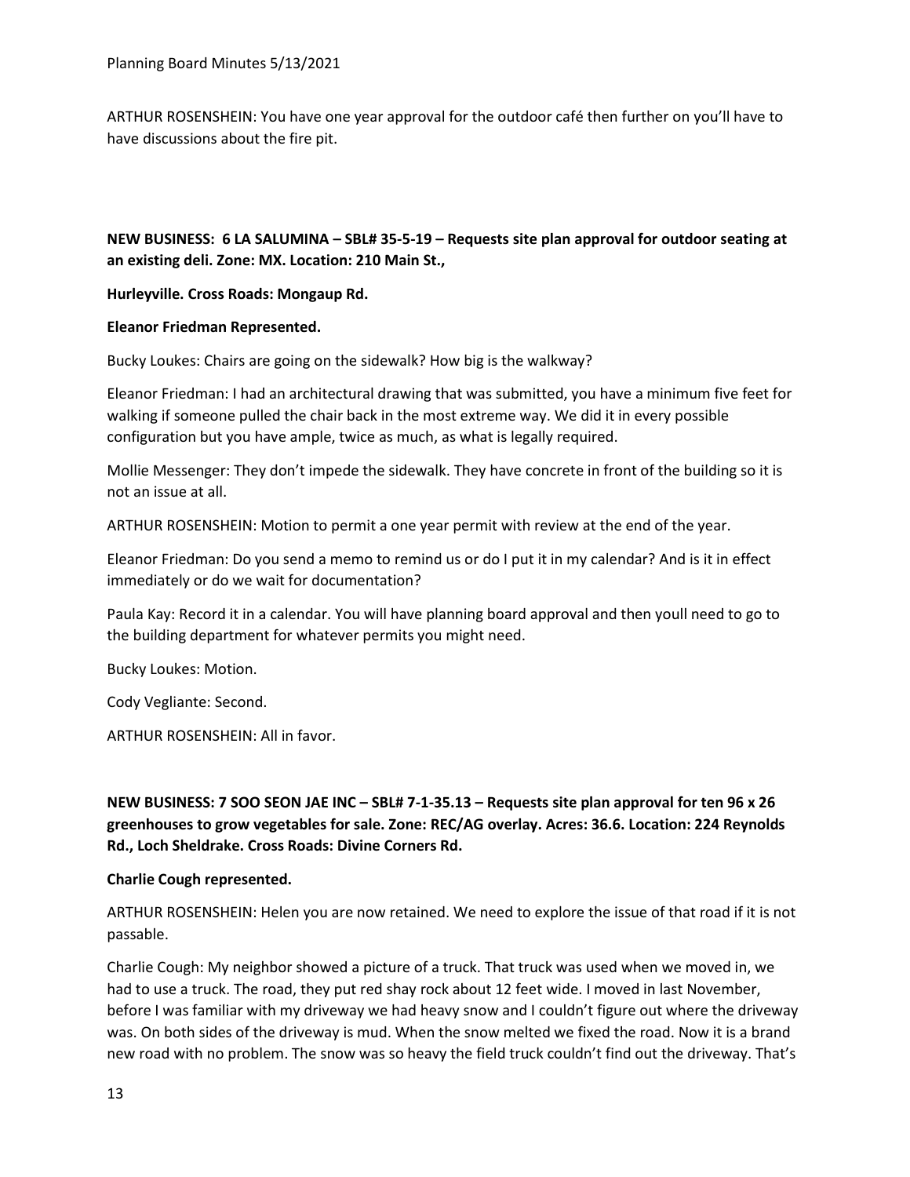ARTHUR ROSENSHEIN: You have one year approval for the outdoor café then further on you'll have to have discussions about the fire pit.

**NEW BUSINESS: 6 LA SALUMINA – SBL# 35-5-19 – Requests site plan approval for outdoor seating at an existing deli. Zone: MX. Location: 210 Main St.,**

**Hurleyville. Cross Roads: Mongaup Rd.**

**Eleanor Friedman Represented.**

Bucky Loukes: Chairs are going on the sidewalk? How big is the walkway?

Eleanor Friedman: I had an architectural drawing that was submitted, you have a minimum five feet for walking if someone pulled the chair back in the most extreme way. We did it in every possible configuration but you have ample, twice as much, as what is legally required.

Mollie Messenger: They don't impede the sidewalk. They have concrete in front of the building so it is not an issue at all.

ARTHUR ROSENSHEIN: Motion to permit a one year permit with review at the end of the year.

Eleanor Friedman: Do you send a memo to remind us or do I put it in my calendar? And is it in effect immediately or do we wait for documentation?

Paula Kay: Record it in a calendar. You will have planning board approval and then youll need to go to the building department for whatever permits you might need.

Bucky Loukes: Motion.

Cody Vegliante: Second.

ARTHUR ROSENSHEIN: All in favor.

**NEW BUSINESS: 7 SOO SEON JAE INC – SBL# 7-1-35.13 – Requests site plan approval for ten 96 x 26 greenhouses to grow vegetables for sale. Zone: REC/AG overlay. Acres: 36.6. Location: 224 Reynolds Rd., Loch Sheldrake. Cross Roads: Divine Corners Rd.**

**Charlie Cough represented.**

ARTHUR ROSENSHEIN: Helen you are now retained. We need to explore the issue of that road if it is not passable.

Charlie Cough: My neighbor showed a picture of a truck. That truck was used when we moved in, we had to use a truck. The road, they put red shay rock about 12 feet wide. I moved in last November, before I was familiar with my driveway we had heavy snow and I couldn't figure out where the driveway was. On both sides of the driveway is mud. When the snow melted we fixed the road. Now it is a brand new road with no problem. The snow was so heavy the field truck couldn't find out the driveway. That's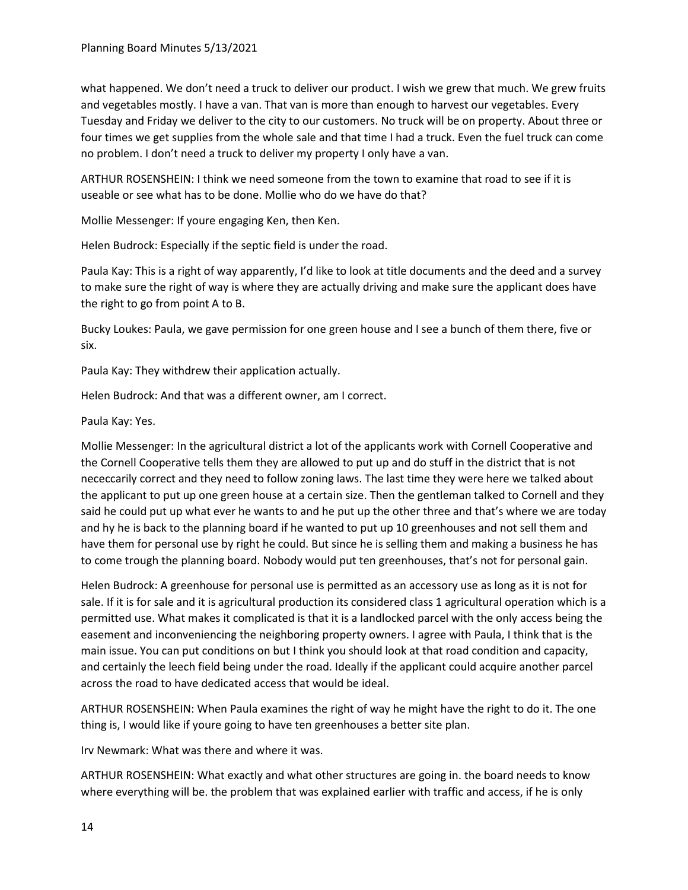what happened. We don't need a truck to deliver our product. I wish we grew that much. We grew fruits and vegetables mostly. I have a van. That van is more than enough to harvest our vegetables. Every Tuesday and Friday we deliver to the city to our customers. No truck will be on property. About three or four times we get supplies from the whole sale and that time I had a truck. Even the fuel truck can come no problem. I don't need a truck to deliver my property I only have a van.

ARTHUR ROSENSHEIN: I think we need someone from the town to examine that road to see if it is useable or see what has to be done. Mollie who do we have do that?

Mollie Messenger: If youre engaging Ken, then Ken.

Helen Budrock: Especially if the septic field is under the road.

Paula Kay: This is a right of way apparently, I'd like to look at title documents and the deed and a survey to make sure the right of way is where they are actually driving and make sure the applicant does have the right to go from point A to B.

Bucky Loukes: Paula, we gave permission for one green house and I see a bunch of them there, five or six.

Paula Kay: They withdrew their application actually.

Helen Budrock: And that was a different owner, am I correct.

Paula Kay: Yes.

Mollie Messenger: In the agricultural district a lot of the applicants work with Cornell Cooperative and the Cornell Cooperative tells them they are allowed to put up and do stuff in the district that is not nececcarily correct and they need to follow zoning laws. The last time they were here we talked about the applicant to put up one green house at a certain size. Then the gentleman talked to Cornell and they said he could put up what ever he wants to and he put up the other three and that's where we are today and hy he is back to the planning board if he wanted to put up 10 greenhouses and not sell them and have them for personal use by right he could. But since he is selling them and making a business he has to come trough the planning board. Nobody would put ten greenhouses, that's not for personal gain.

Helen Budrock: A greenhouse for personal use is permitted as an accessory use as long as it is not for sale. If it is for sale and it is agricultural production its considered class 1 agricultural operation which is a permitted use. What makes it complicated is that it is a landlocked parcel with the only access being the easement and inconveniencing the neighboring property owners. I agree with Paula, I think that is the main issue. You can put conditions on but I think you should look at that road condition and capacity, and certainly the leech field being under the road. Ideally if the applicant could acquire another parcel across the road to have dedicated access that would be ideal.

ARTHUR ROSENSHEIN: When Paula examines the right of way he might have the right to do it. The one thing is, I would like if youre going to have ten greenhouses a better site plan.

Irv Newmark: What was there and where it was.

ARTHUR ROSENSHEIN: What exactly and what other structures are going in. the board needs to know where everything will be. the problem that was explained earlier with traffic and access, if he is only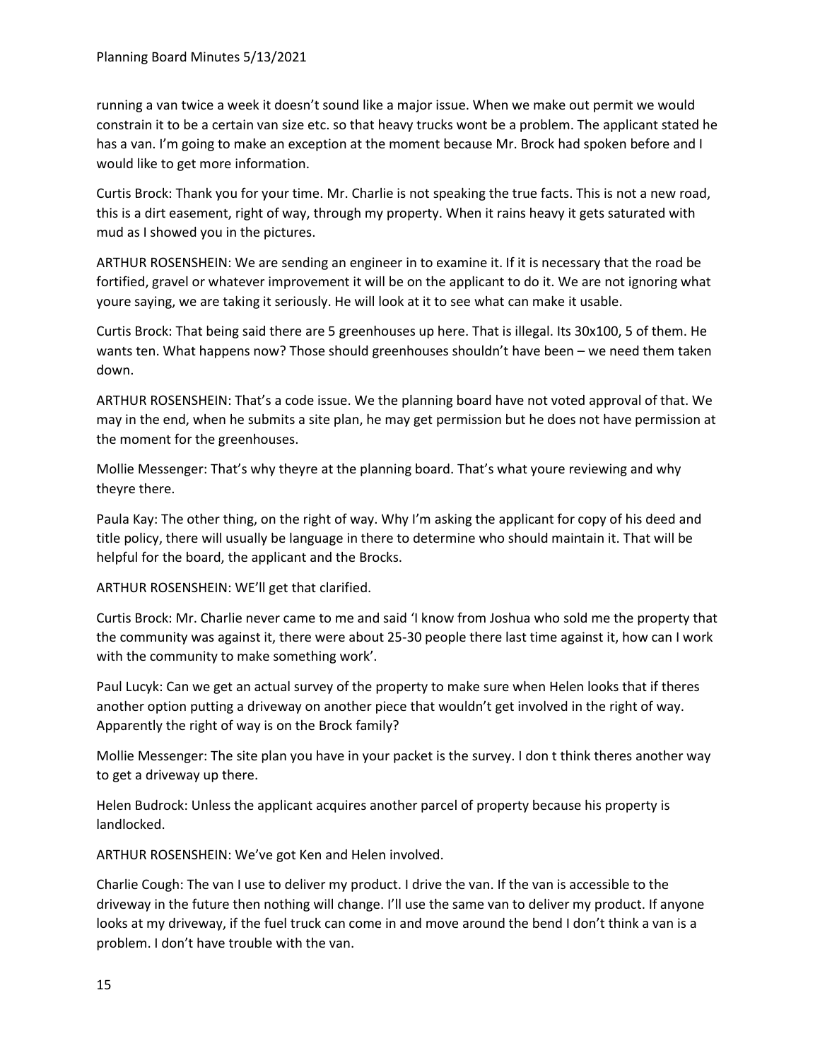running a van twice a week it doesn't sound like a major issue. When we make out permit we would constrain it to be a certain van size etc. so that heavy trucks wont be a problem. The applicant stated he has a van. I'm going to make an exception at the moment because Mr. Brock had spoken before and I would like to get more information.

Curtis Brock: Thank you for your time. Mr. Charlie is not speaking the true facts. This is not a new road, this is a dirt easement, right of way, through my property. When it rains heavy it gets saturated with mud as I showed you in the pictures.

ARTHUR ROSENSHEIN: We are sending an engineer in to examine it. If it is necessary that the road be fortified, gravel or whatever improvement it will be on the applicant to do it. We are not ignoring what youre saying, we are taking it seriously. He will look at it to see what can make it usable.

Curtis Brock: That being said there are 5 greenhouses up here. That is illegal. Its 30x100, 5 of them. He wants ten. What happens now? Those should greenhouses shouldn't have been – we need them taken down.

ARTHUR ROSENSHEIN: That's a code issue. We the planning board have not voted approval of that. We may in the end, when he submits a site plan, he may get permission but he does not have permission at the moment for the greenhouses.

Mollie Messenger: That's why theyre at the planning board. That's what youre reviewing and why theyre there.

Paula Kay: The other thing, on the right of way. Why I'm asking the applicant for copy of his deed and title policy, there will usually be language in there to determine who should maintain it. That will be helpful for the board, the applicant and the Brocks.

ARTHUR ROSENSHEIN: WE'll get that clarified.

Curtis Brock: Mr. Charlie never came to me and said 'I know from Joshua who sold me the property that the community was against it, there were about 25-30 people there last time against it, how can I work with the community to make something work'.

Paul Lucyk: Can we get an actual survey of the property to make sure when Helen looks that if theres another option putting a driveway on another piece that wouldn't get involved in the right of way. Apparently the right of way is on the Brock family?

Mollie Messenger: The site plan you have in your packet is the survey. I don t think theres another way to get a driveway up there.

Helen Budrock: Unless the applicant acquires another parcel of property because his property is landlocked.

ARTHUR ROSENSHEIN: We've got Ken and Helen involved.

Charlie Cough: The van I use to deliver my product. I drive the van. If the van is accessible to the driveway in the future then nothing will change. I'll use the same van to deliver my product. If anyone looks at my driveway, if the fuel truck can come in and move around the bend I don't think a van is a problem. I don't have trouble with the van.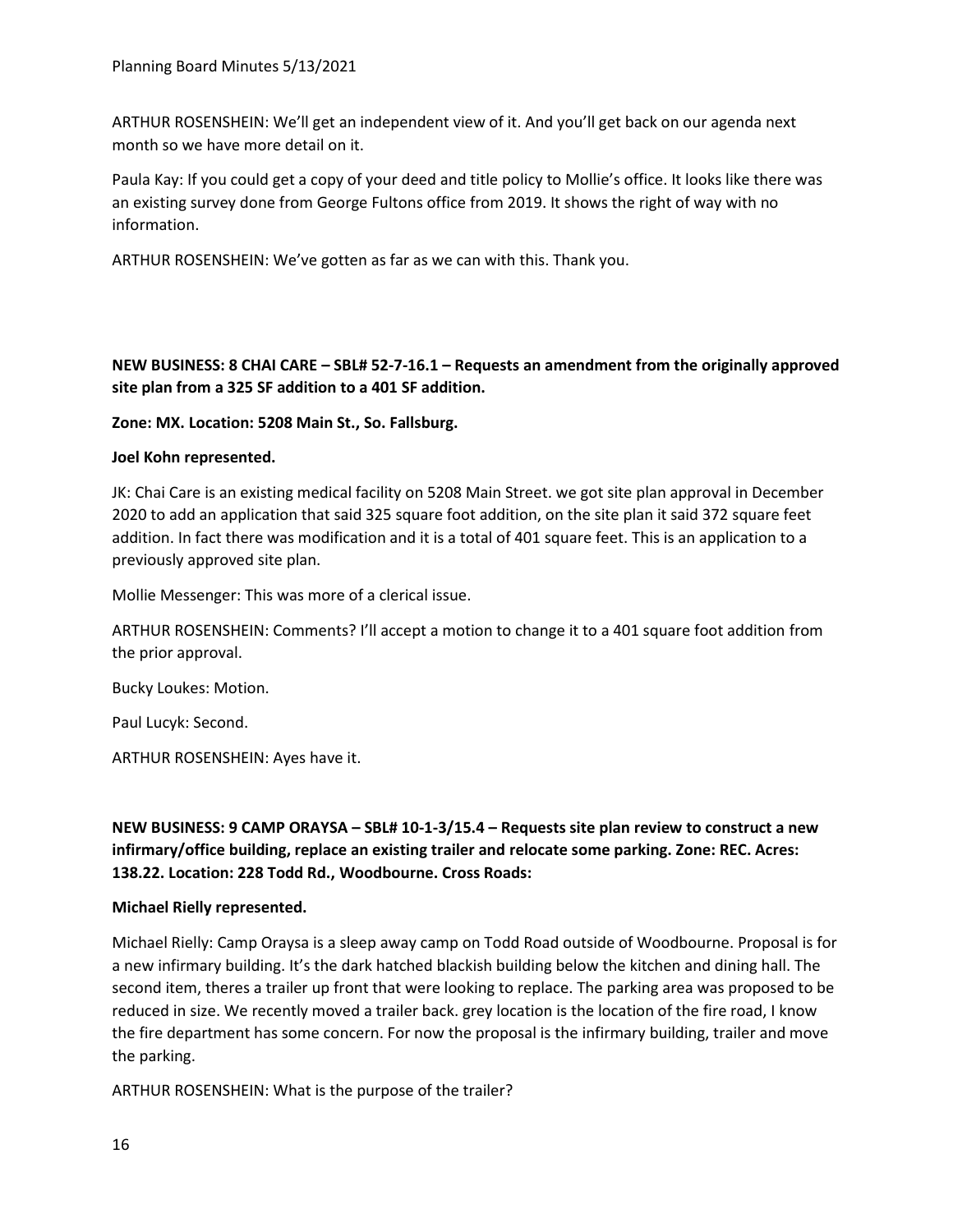ARTHUR ROSENSHEIN: We'll get an independent view of it. And you'll get back on our agenda next month so we have more detail on it.

Paula Kay: If you could get a copy of your deed and title policy to Mollie's office. It looks like there was an existing survey done from George Fultons office from 2019. It shows the right of way with no information.

ARTHUR ROSENSHEIN: We've gotten as far as we can with this. Thank you.

**NEW BUSINESS: 8 CHAI CARE – SBL# 52-7-16.1 – Requests an amendment from the originally approved site plan from a 325 SF addition to a 401 SF addition.**

**Zone: MX. Location: 5208 Main St., So. Fallsburg.**

**Joel Kohn represented.**

JK: Chai Care is an existing medical facility on 5208 Main Street. we got site plan approval in December 2020 to add an application that said 325 square foot addition, on the site plan it said 372 square feet addition. In fact there was modification and it is a total of 401 square feet. This is an application to a previously approved site plan.

Mollie Messenger: This was more of a clerical issue.

ARTHUR ROSENSHEIN: Comments? I'll accept a motion to change it to a 401 square foot addition from the prior approval.

Bucky Loukes: Motion.

Paul Lucyk: Second.

ARTHUR ROSENSHEIN: Ayes have it.

**NEW BUSINESS: 9 CAMP ORAYSA – SBL# 10-1-3/15.4 – Requests site plan review to construct a new infirmary/office building, replace an existing trailer and relocate some parking. Zone: REC. Acres: 138.22. Location: 228 Todd Rd., Woodbourne. Cross Roads:**

**Michael Rielly represented.**

Michael Rielly: Camp Oraysa is a sleep away camp on Todd Road outside of Woodbourne. Proposal is for a new infirmary building. It's the dark hatched blackish building below the kitchen and dining hall. The second item, theres a trailer up front that were looking to replace. The parking area was proposed to be reduced in size. We recently moved a trailer back. grey location is the location of the fire road, I know the fire department has some concern. For now the proposal is the infirmary building, trailer and move the parking.

ARTHUR ROSENSHEIN: What is the purpose of the trailer?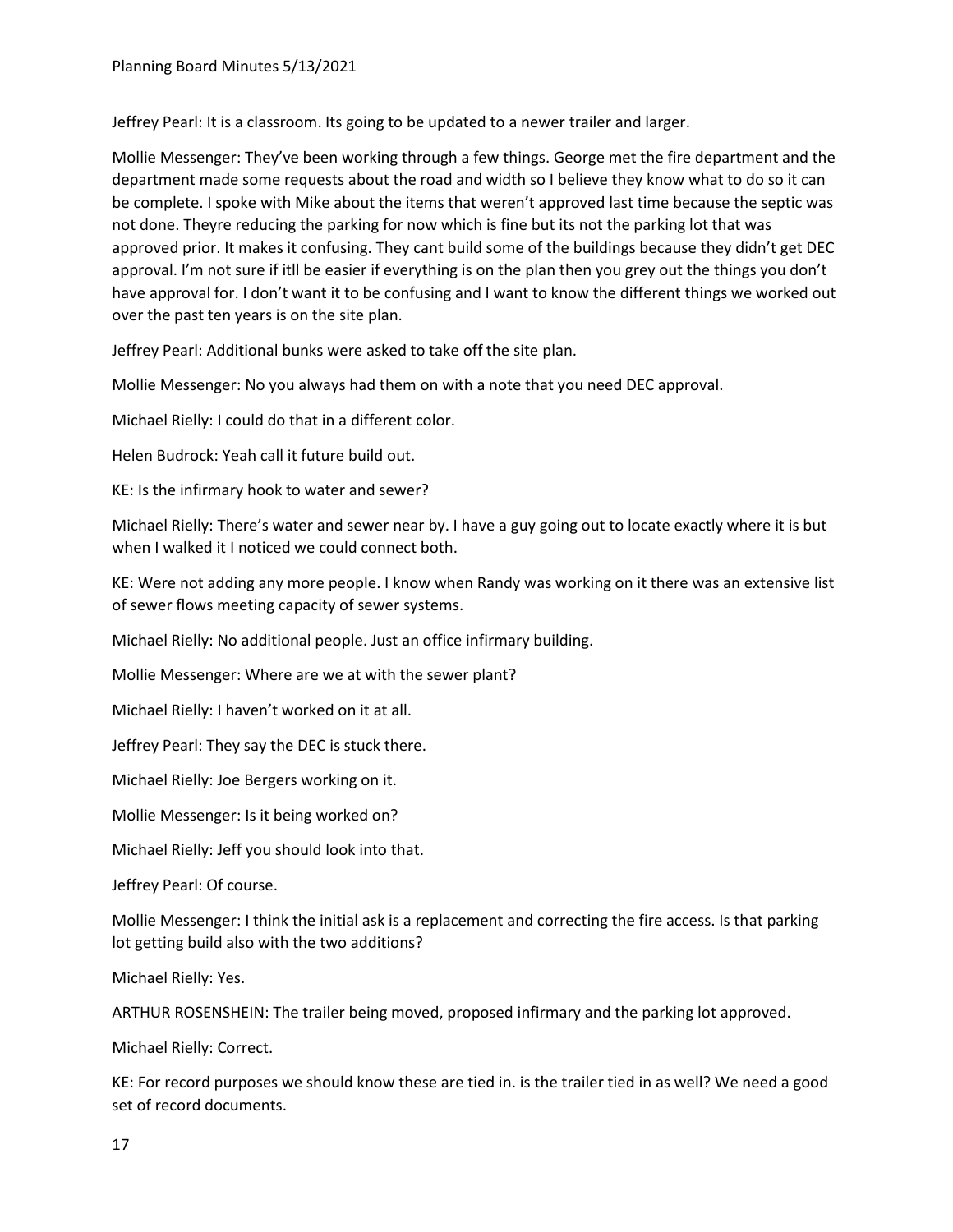Jeffrey Pearl: It is a classroom. Its going to be updated to a newer trailer and larger.

Mollie Messenger: They've been working through a few things. George met the fire department and the department made some requests about the road and width so I believe they know what to do so it can be complete. I spoke with Mike about the items that weren't approved last time because the septic was not done. Theyre reducing the parking for now which is fine but its not the parking lot that was approved prior. It makes it confusing. They cant build some of the buildings because they didn't get DEC approval. I'm not sure if itll be easier if everything is on the plan then you grey out the things you don't have approval for. I don't want it to be confusing and I want to know the different things we worked out over the past ten years is on the site plan.

Jeffrey Pearl: Additional bunks were asked to take off the site plan.

Mollie Messenger: No you always had them on with a note that you need DEC approval.

Michael Rielly: I could do that in a different color.

Helen Budrock: Yeah call it future build out.

KE: Is the infirmary hook to water and sewer?

Michael Rielly: There's water and sewer near by. I have a guy going out to locate exactly where it is but when I walked it I noticed we could connect both.

KE: Were not adding any more people. I know when Randy was working on it there was an extensive list of sewer flows meeting capacity of sewer systems.

Michael Rielly: No additional people. Just an office infirmary building.

Mollie Messenger: Where are we at with the sewer plant?

Michael Rielly: I haven't worked on it at all.

Jeffrey Pearl: They say the DEC is stuck there.

Michael Rielly: Joe Bergers working on it.

Mollie Messenger: Is it being worked on?

Michael Rielly: Jeff you should look into that.

Jeffrey Pearl: Of course.

Mollie Messenger: I think the initial ask is a replacement and correcting the fire access. Is that parking lot getting build also with the two additions?

Michael Rielly: Yes.

ARTHUR ROSENSHEIN: The trailer being moved, proposed infirmary and the parking lot approved.

Michael Rielly: Correct.

KE: For record purposes we should know these are tied in. is the trailer tied in as well? We need a good set of record documents.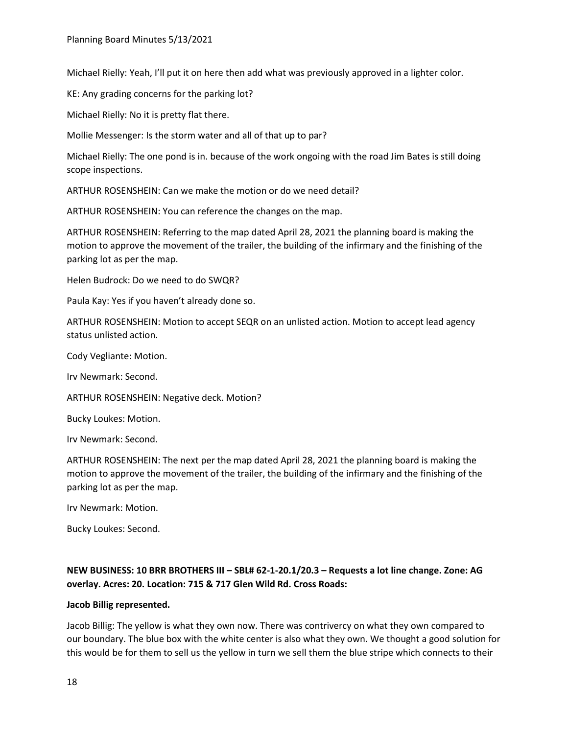Michael Rielly: Yeah, I'll put it on here then add what was previously approved in a lighter color.

KE: Any grading concerns for the parking lot?

Michael Rielly: No it is pretty flat there.

Mollie Messenger: Is the storm water and all of that up to par?

Michael Rielly: The one pond is in. because of the work ongoing with the road Jim Bates is still doing scope inspections.

ARTHUR ROSENSHEIN: Can we make the motion or do we need detail?

ARTHUR ROSENSHEIN: You can reference the changes on the map.

ARTHUR ROSENSHEIN: Referring to the map dated April 28, 2021 the planning board is making the motion to approve the movement of the trailer, the building of the infirmary and the finishing of the parking lot as per the map.

Helen Budrock: Do we need to do SWQR?

Paula Kay: Yes if you haven't already done so.

ARTHUR ROSENSHEIN: Motion to accept SEQR on an unlisted action. Motion to accept lead agency status unlisted action.

Cody Vegliante: Motion.

Irv Newmark: Second.

ARTHUR ROSENSHEIN: Negative deck. Motion?

Bucky Loukes: Motion.

Irv Newmark: Second.

ARTHUR ROSENSHEIN: The next per the map dated April 28, 2021 the planning board is making the motion to approve the movement of the trailer, the building of the infirmary and the finishing of the parking lot as per the map.

Irv Newmark: Motion.

Bucky Loukes: Second.

**NEW BUSINESS: 10 BRR BROTHERS III – SBL# 62-1-20.1/20.3 – Requests a lot line change. Zone: AG overlay. Acres: 20. Location: 715 & 717 Glen Wild Rd. Cross Roads:**

**Jacob Billig represented.**

Jacob Billig: The yellow is what they own now. There was contrivercy on what they own compared to our boundary. The blue box with the white center is also what they own. We thought a good solution for this would be for them to sell us the yellow in turn we sell them the blue stripe which connects to their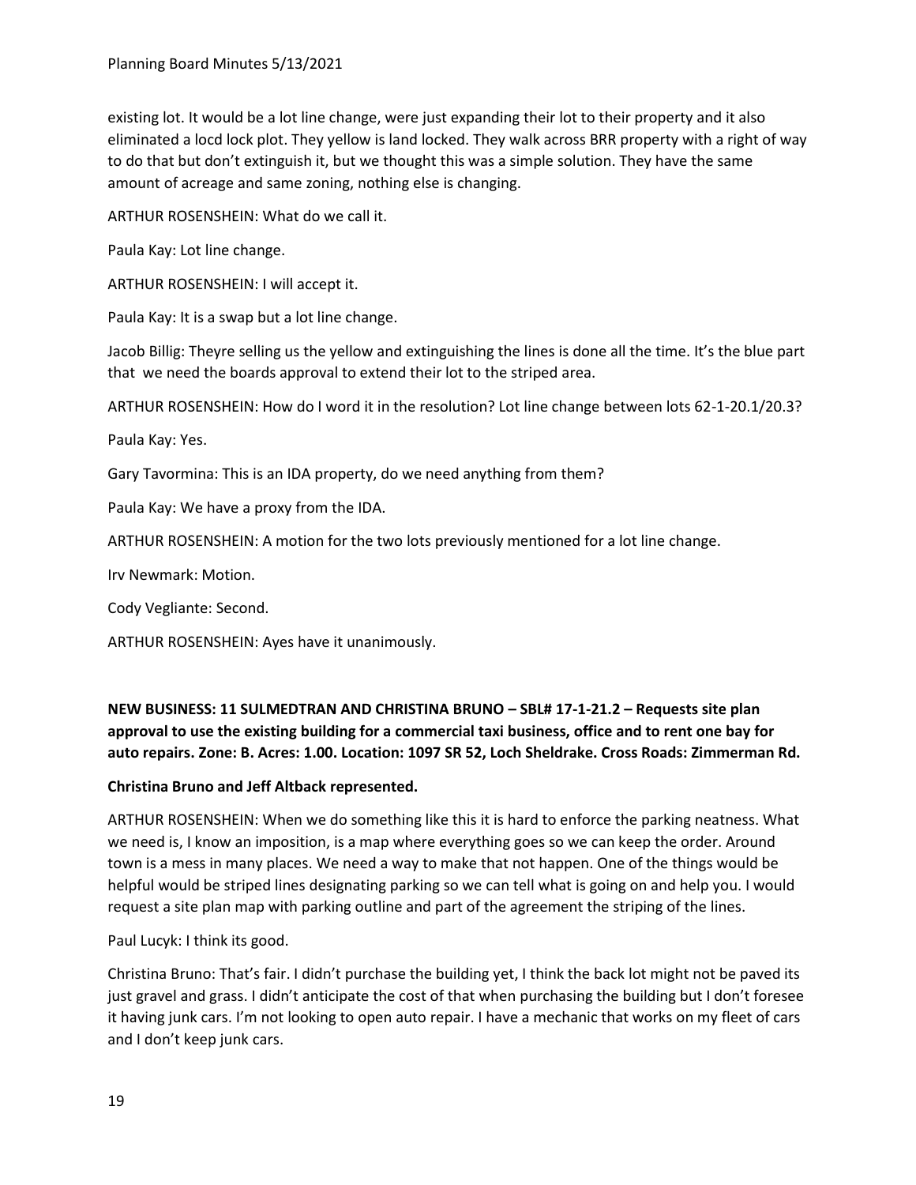existing lot. It would be a lot line change, were just expanding their lot to their property and it also eliminated a locd lock plot. They yellow is land locked. They walk across BRR property with a right of way to do that but don't extinguish it, but we thought this was a simple solution. They have the same amount of acreage and same zoning, nothing else is changing.

ARTHUR ROSENSHEIN: What do we call it.

Paula Kay: Lot line change.

ARTHUR ROSENSHEIN: I will accept it.

Paula Kay: It is a swap but a lot line change.

Jacob Billig: Theyre selling us the yellow and extinguishing the lines is done all the time. It's the blue part that we need the boards approval to extend their lot to the striped area.

ARTHUR ROSENSHEIN: How do I word it in the resolution? Lot line change between lots 62-1-20.1/20.3?

Paula Kay: Yes.

Gary Tavormina: This is an IDA property, do we need anything from them?

Paula Kay: We have a proxy from the IDA.

ARTHUR ROSENSHEIN: A motion for the two lots previously mentioned for a lot line change.

Irv Newmark: Motion.

Cody Vegliante: Second.

ARTHUR ROSENSHEIN: Ayes have it unanimously.

**NEW BUSINESS: 11 SULMEDTRAN AND CHRISTINA BRUNO – SBL# 17-1-21.2 – Requests site plan approval to use the existing building for a commercial taxi business, office and to rent one bay for auto repairs. Zone: B. Acres: 1.00. Location: 1097 SR 52, Loch Sheldrake. Cross Roads: Zimmerman Rd.**

**Christina Bruno and Jeff Altback represented.**

ARTHUR ROSENSHEIN: When we do something like this it is hard to enforce the parking neatness. What we need is, I know an imposition, is a map where everything goes so we can keep the order. Around town is a mess in many places. We need a way to make that not happen. One of the things would be helpful would be striped lines designating parking so we can tell what is going on and help you. I would request a site plan map with parking outline and part of the agreement the striping of the lines.

Paul Lucyk: I think its good.

Christina Bruno: That's fair. I didn't purchase the building yet, I think the back lot might not be paved its just gravel and grass. I didn't anticipate the cost of that when purchasing the building but I don't foresee it having junk cars. I'm not looking to open auto repair. I have a mechanic that works on my fleet of cars and I don't keep junk cars.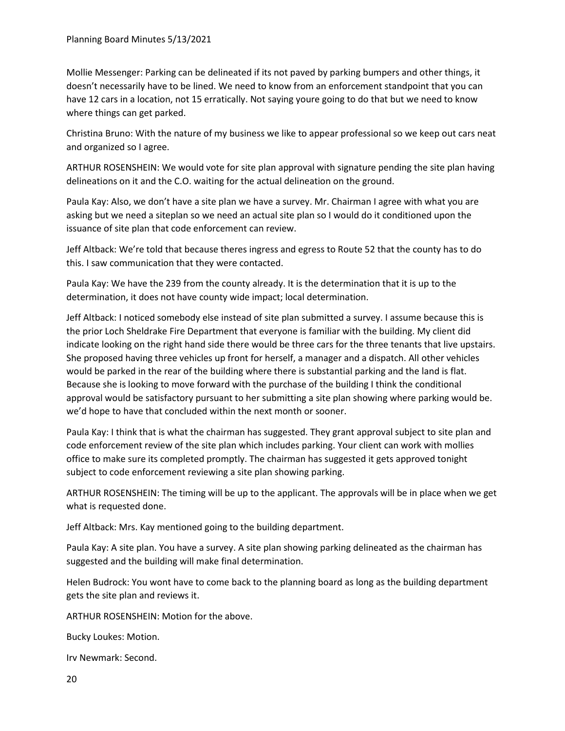Mollie Messenger: Parking can be delineated if its not paved by parking bumpers and other things, it doesn't necessarily have to be lined. We need to know from an enforcement standpoint that you can have 12 cars in a location, not 15 erratically. Not saying youre going to do that but we need to know where things can get parked.

Christina Bruno: With the nature of my business we like to appear professional so we keep out cars neat and organized so I agree.

ARTHUR ROSENSHEIN: We would vote for site plan approval with signature pending the site plan having delineations on it and the C.O. waiting for the actual delineation on the ground.

Paula Kay: Also, we don't have a site plan we have a survey. Mr. Chairman I agree with what you are asking but we need a siteplan so we need an actual site plan so I would do it conditioned upon the issuance of site plan that code enforcement can review.

Jeff Altback: We're told that because theres ingress and egress to Route 52 that the county has to do this. I saw communication that they were contacted.

Paula Kay: We have the 239 from the county already. It is the determination that it is up to the determination, it does not have county wide impact; local determination.

Jeff Altback: I noticed somebody else instead of site plan submitted a survey. I assume because this is the prior Loch Sheldrake Fire Department that everyone is familiar with the building. My client did indicate looking on the right hand side there would be three cars for the three tenants that live upstairs. She proposed having three vehicles up front for herself, a manager and a dispatch. All other vehicles would be parked in the rear of the building where there is substantial parking and the land is flat. Because she is looking to move forward with the purchase of the building I think the conditional approval would be satisfactory pursuant to her submitting a site plan showing where parking would be. we'd hope to have that concluded within the next month or sooner.

Paula Kay: I think that is what the chairman has suggested. They grant approval subject to site plan and code enforcement review of the site plan which includes parking. Your client can work with mollies office to make sure its completed promptly. The chairman has suggested it gets approved tonight subject to code enforcement reviewing a site plan showing parking.

ARTHUR ROSENSHEIN: The timing will be up to the applicant. The approvals will be in place when we get what is requested done.

Jeff Altback: Mrs. Kay mentioned going to the building department.

Paula Kay: A site plan. You have a survey. A site plan showing parking delineated as the chairman has suggested and the building will make final determination.

Helen Budrock: You wont have to come back to the planning board as long as the building department gets the site plan and reviews it.

ARTHUR ROSENSHEIN: Motion for the above.

Bucky Loukes: Motion.

Irv Newmark: Second.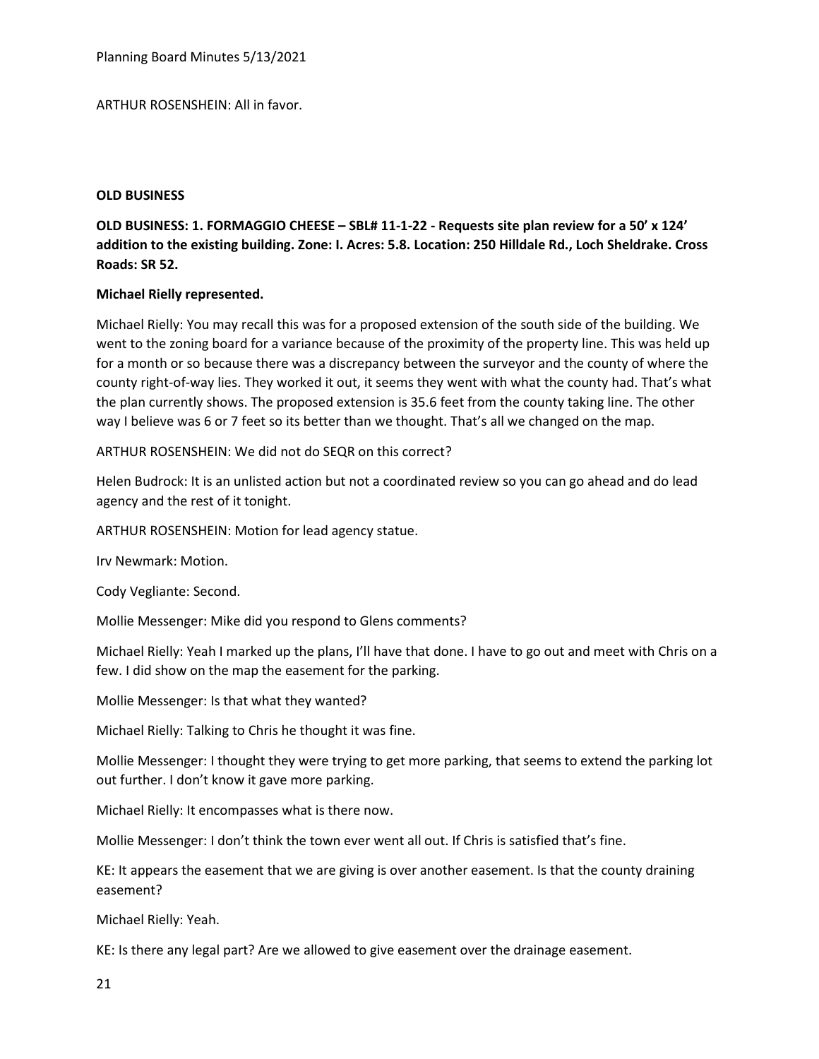ARTHUR ROSENSHEIN: All in favor.

**OLD BUSINESS**

**OLD BUSINESS: 1. FORMAGGIO CHEESE – SBL# 11-1-22 - Requests site plan review for a 50' x 124' addition to the existing building. Zone: I. Acres: 5.8. Location: 250 Hilldale Rd., Loch Sheldrake. Cross Roads: SR 52.**

**Michael Rielly represented.**

Michael Rielly: You may recall this was for a proposed extension of the south side of the building. We went to the zoning board for a variance because of the proximity of the property line. This was held up for a month or so because there was a discrepancy between the surveyor and the county of where the county right-of-way lies. They worked it out, it seems they went with what the county had. That's what the plan currently shows. The proposed extension is 35.6 feet from the county taking line. The other way I believe was 6 or 7 feet so its better than we thought. That's all we changed on the map.

ARTHUR ROSENSHEIN: We did not do SEQR on this correct?

Helen Budrock: It is an unlisted action but not a coordinated review so you can go ahead and do lead agency and the rest of it tonight.

ARTHUR ROSENSHEIN: Motion for lead agency statue.

Irv Newmark: Motion.

Cody Vegliante: Second.

Mollie Messenger: Mike did you respond to Glens comments?

Michael Rielly: Yeah I marked up the plans, I'll have that done. I have to go out and meet with Chris on a few. I did show on the map the easement for the parking.

Mollie Messenger: Is that what they wanted?

Michael Rielly: Talking to Chris he thought it was fine.

Mollie Messenger: I thought they were trying to get more parking, that seems to extend the parking lot out further. I don't know it gave more parking.

Michael Rielly: It encompasses what is there now.

Mollie Messenger: I don't think the town ever went all out. If Chris is satisfied that's fine.

KE: It appears the easement that we are giving is over another easement. Is that the county draining easement?

Michael Rielly: Yeah.

KE: Is there any legal part? Are we allowed to give easement over the drainage easement.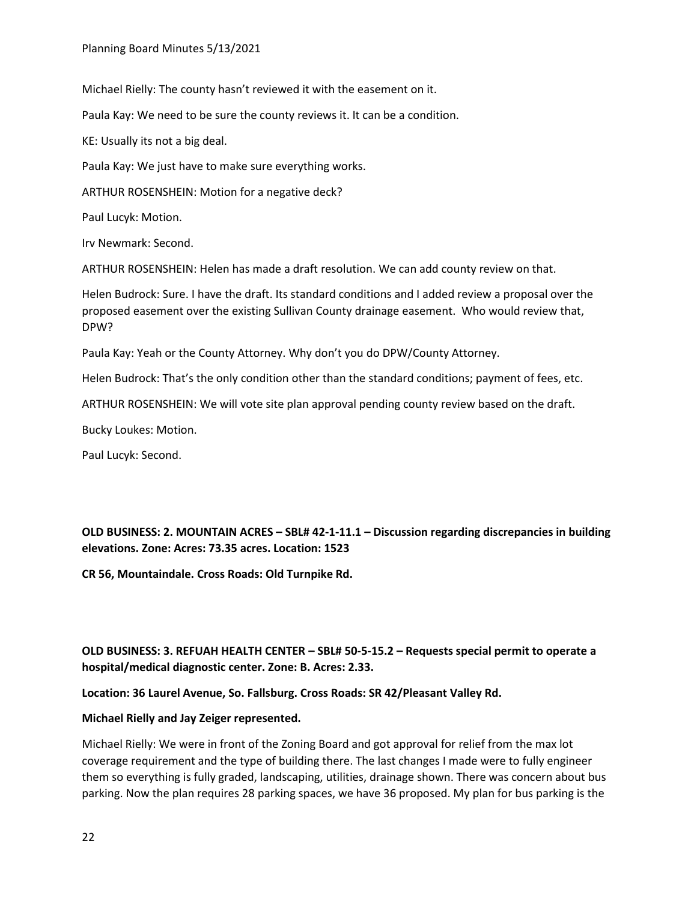Michael Rielly: The county hasn't reviewed it with the easement on it.

Paula Kay: We need to be sure the county reviews it. It can be a condition.

KE: Usually its not a big deal.

Paula Kay: We just have to make sure everything works.

ARTHUR ROSENSHEIN: Motion for a negative deck?

Paul Lucyk: Motion.

Irv Newmark: Second.

ARTHUR ROSENSHEIN: Helen has made a draft resolution. We can add county review on that.

Helen Budrock: Sure. I have the draft. Its standard conditions and I added review a proposal over the proposed easement over the existing Sullivan County drainage easement. Who would review that, DPW?

Paula Kay: Yeah or the County Attorney. Why don't you do DPW/County Attorney.

Helen Budrock: That's the only condition other than the standard conditions; payment of fees, etc.

ARTHUR ROSENSHEIN: We will vote site plan approval pending county review based on the draft.

Bucky Loukes: Motion.

Paul Lucyk: Second.

**OLD BUSINESS: 2. MOUNTAIN ACRES – SBL# 42-1-11.1 – Discussion regarding discrepancies in building elevations. Zone: Acres: 73.35 acres. Location: 1523**

**CR 56, Mountaindale. Cross Roads: Old Turnpike Rd.**

**OLD BUSINESS: 3. REFUAH HEALTH CENTER – SBL# 50-5-15.2 – Requests special permit to operate a hospital/medical diagnostic center. Zone: B. Acres: 2.33.**

**Location: 36 Laurel Avenue, So. Fallsburg. Cross Roads: SR 42/Pleasant Valley Rd.**

**Michael Rielly and Jay Zeiger represented.**

Michael Rielly: We were in front of the Zoning Board and got approval for relief from the max lot coverage requirement and the type of building there. The last changes I made were to fully engineer them so everything is fully graded, landscaping, utilities, drainage shown. There was concern about bus parking. Now the plan requires 28 parking spaces, we have 36 proposed. My plan for bus parking is the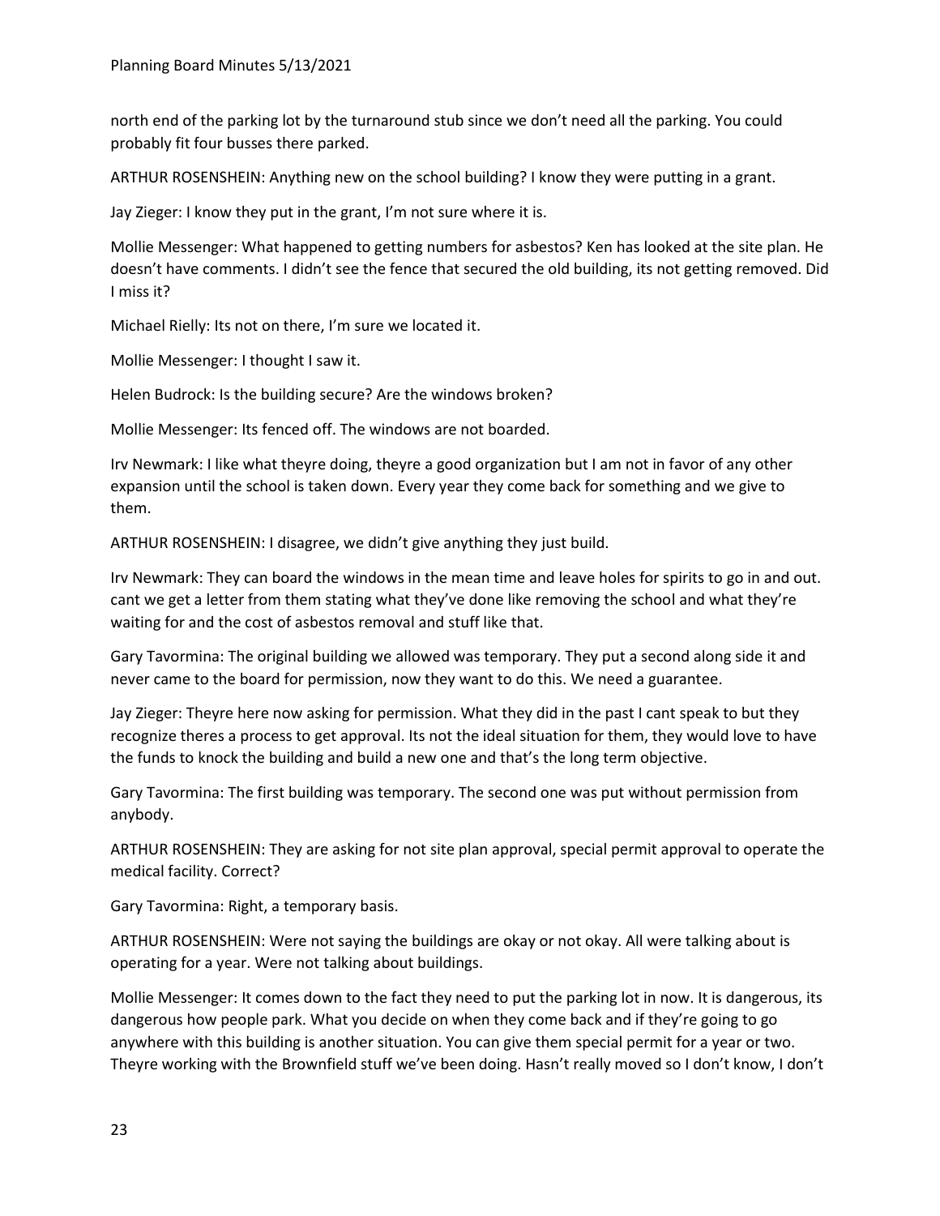north end of the parking lot by the turnaround stub since we don't need all the parking. You could probably fit four busses there parked.

ARTHUR ROSENSHEIN: Anything new on the school building? I know they were putting in a grant.

Jay Zieger: I know they put in the grant, I'm not sure where it is.

Mollie Messenger: What happened to getting numbers for asbestos? Ken has looked at the site plan. He doesn't have comments. I didn't see the fence that secured the old building, its not getting removed. Did I miss it?

Michael Rielly: Its not on there, I'm sure we located it.

Mollie Messenger: I thought I saw it.

Helen Budrock: Is the building secure? Are the windows broken?

Mollie Messenger: Its fenced off. The windows are not boarded.

Irv Newmark: I like what theyre doing, theyre a good organization but I am not in favor of any other expansion until the school is taken down. Every year they come back for something and we give to them.

ARTHUR ROSENSHEIN: I disagree, we didn't give anything they just build.

Irv Newmark: They can board the windows in the mean time and leave holes for spirits to go in and out. cant we get a letter from them stating what they've done like removing the school and what they're waiting for and the cost of asbestos removal and stuff like that.

Gary Tavormina: The original building we allowed was temporary. They put a second along side it and never came to the board for permission, now they want to do this. We need a guarantee.

Jay Zieger: Theyre here now asking for permission. What they did in the past I cant speak to but they recognize theres a process to get approval. Its not the ideal situation for them, they would love to have the funds to knock the building and build a new one and that's the long term objective.

Gary Tavormina: The first building was temporary. The second one was put without permission from anybody.

ARTHUR ROSENSHEIN: They are asking for not site plan approval, special permit approval to operate the medical facility. Correct?

Gary Tavormina: Right, a temporary basis.

ARTHUR ROSENSHEIN: Were not saying the buildings are okay or not okay. All were talking about is operating for a year. Were not talking about buildings.

Mollie Messenger: It comes down to the fact they need to put the parking lot in now. It is dangerous, its dangerous how people park. What you decide on when they come back and if they're going to go anywhere with this building is another situation. You can give them special permit for a year or two. Theyre working with the Brownfield stuff we've been doing. Hasn't really moved so I don't know, I don't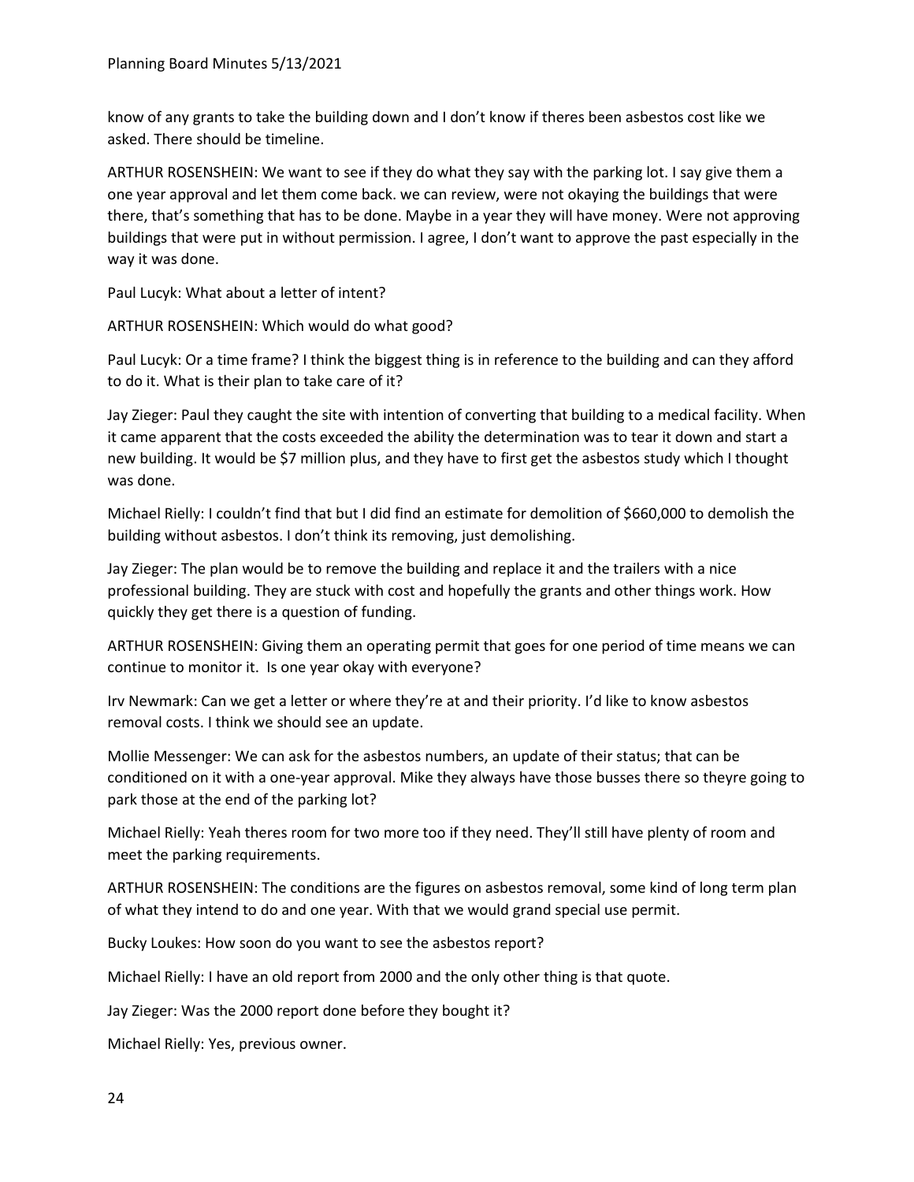know of any grants to take the building down and I don't know if theres been asbestos cost like we asked. There should be timeline.

ARTHUR ROSENSHEIN: We want to see if they do what they say with the parking lot. I say give them a one year approval and let them come back. we can review, were not okaying the buildings that were there, that's something that has to be done. Maybe in a year they will have money. Were not approving buildings that were put in without permission. I agree, I don't want to approve the past especially in the way it was done.

Paul Lucyk: What about a letter of intent?

ARTHUR ROSENSHEIN: Which would do what good?

Paul Lucyk: Or a time frame? I think the biggest thing is in reference to the building and can they afford to do it. What is their plan to take care of it?

Jay Zieger: Paul they caught the site with intention of converting that building to a medical facility. When it came apparent that the costs exceeded the ability the determination was to tear it down and start a new building. It would be $7 million plus, and they have to first get the asbestos study which I thought was done.

Michael Rielly: I couldn't find that but I did find an estimate for demolition of $660,000 to demolish the building without asbestos. I don't think its removing, just demolishing.

Jay Zieger: The plan would be to remove the building and replace it and the trailers with a nice professional building. They are stuck with cost and hopefully the grants and other things work. How quickly they get there is a question of funding.

ARTHUR ROSENSHEIN: Giving them an operating permit that goes for one period of time means we can continue to monitor it. Is one year okay with everyone?

Irv Newmark: Can we get a letter or where they're at and their priority. I'd like to know asbestos removal costs. I think we should see an update.

Mollie Messenger: We can ask for the asbestos numbers, an update of their status; that can be conditioned on it with a one-year approval. Mike they always have those busses there so theyre going to park those at the end of the parking lot?

Michael Rielly: Yeah theres room for two more too if they need. They'll still have plenty of room and meet the parking requirements.

ARTHUR ROSENSHEIN: The conditions are the figures on asbestos removal, some kind of long term plan of what they intend to do and one year. With that we would grand special use permit.

Bucky Loukes: How soon do you want to see the asbestos report?

Michael Rielly: I have an old report from 2000 and the only other thing is that quote.

Jay Zieger: Was the 2000 report done before they bought it?

Michael Rielly: Yes, previous owner.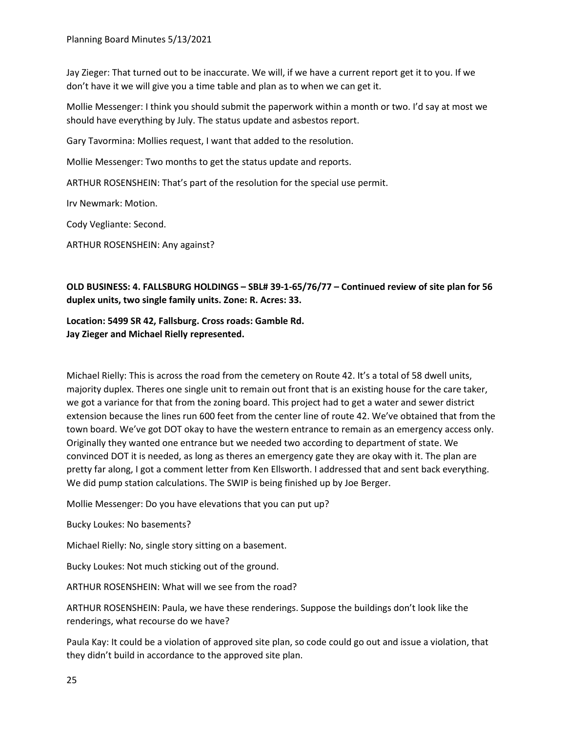Jay Zieger: That turned out to be inaccurate. We will, if we have a current report get it to you. If we don't have it we will give you a time table and plan as to when we can get it.

Mollie Messenger: I think you should submit the paperwork within a month or two. I'd say at most we should have everything by July. The status update and asbestos report.

Gary Tavormina: Mollies request, I want that added to the resolution.

Mollie Messenger: Two months to get the status update and reports.

ARTHUR ROSENSHEIN: That's part of the resolution for the special use permit.

Irv Newmark: Motion.

Cody Vegliante: Second.

ARTHUR ROSENSHEIN: Any against?

**OLD BUSINESS: 4. FALLSBURG HOLDINGS – SBL# 39-1-65/76/77 – Continued review of site plan for 56 duplex units, two single family units. Zone: R. Acres: 33.**

**Location: 5499 SR 42, Fallsburg. Cross roads: Gamble Rd.**
**Jay Zieger and Michael Rielly represented.**

Michael Rielly: This is across the road from the cemetery on Route 42. It's a total of 58 dwell units, majority duplex. Theres one single unit to remain out front that is an existing house for the care taker, we got a variance for that from the zoning board. This project had to get a water and sewer district extension because the lines run 600 feet from the center line of route 42. We've obtained that from the town board. We've got DOT okay to have the western entrance to remain as an emergency access only. Originally they wanted one entrance but we needed two according to department of state. We convinced DOT it is needed, as long as theres an emergency gate they are okay with it. The plan are pretty far along, I got a comment letter from Ken Ellsworth. I addressed that and sent back everything. We did pump station calculations. The SWIP is being finished up by Joe Berger.

Mollie Messenger: Do you have elevations that you can put up?

Bucky Loukes: No basements?

Michael Rielly: No, single story sitting on a basement.

Bucky Loukes: Not much sticking out of the ground.

ARTHUR ROSENSHEIN: What will we see from the road?

ARTHUR ROSENSHEIN: Paula, we have these renderings. Suppose the buildings don't look like the renderings, what recourse do we have?

Paula Kay: It could be a violation of approved site plan, so code could go out and issue a violation, that they didn't build in accordance to the approved site plan.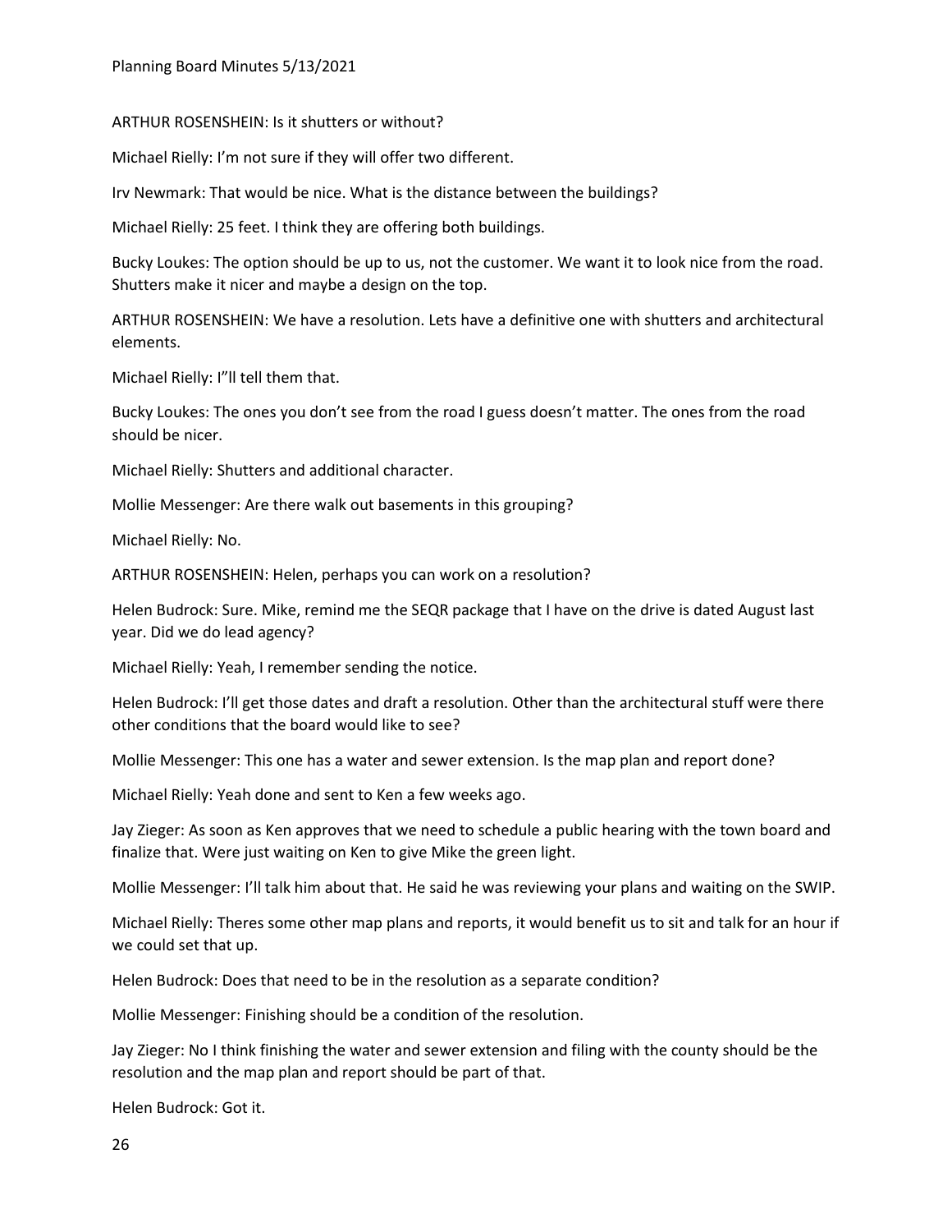ARTHUR ROSENSHEIN: Is it shutters or without?

Michael Rielly: I'm not sure if they will offer two different.

Irv Newmark: That would be nice. What is the distance between the buildings?

Michael Rielly: 25 feet. I think they are offering both buildings.

Bucky Loukes: The option should be up to us, not the customer. We want it to look nice from the road. Shutters make it nicer and maybe a design on the top.

ARTHUR ROSENSHEIN: We have a resolution. Lets have a definitive one with shutters and architectural elements.

Michael Rielly: I"ll tell them that.

Bucky Loukes: The ones you don't see from the road I guess doesn't matter. The ones from the road should be nicer.

Michael Rielly: Shutters and additional character.

Mollie Messenger: Are there walk out basements in this grouping?

Michael Rielly: No.

ARTHUR ROSENSHEIN: Helen, perhaps you can work on a resolution?

Helen Budrock: Sure. Mike, remind me the SEQR package that I have on the drive is dated August last year. Did we do lead agency?

Michael Rielly: Yeah, I remember sending the notice.

Helen Budrock: I'll get those dates and draft a resolution. Other than the architectural stuff were there other conditions that the board would like to see?

Mollie Messenger: This one has a water and sewer extension. Is the map plan and report done?

Michael Rielly: Yeah done and sent to Ken a few weeks ago.

Jay Zieger: As soon as Ken approves that we need to schedule a public hearing with the town board and finalize that. Were just waiting on Ken to give Mike the green light.

Mollie Messenger: I'll talk him about that. He said he was reviewing your plans and waiting on the SWIP.

Michael Rielly: Theres some other map plans and reports, it would benefit us to sit and talk for an hour if we could set that up.

Helen Budrock: Does that need to be in the resolution as a separate condition?

Mollie Messenger: Finishing should be a condition of the resolution.

Jay Zieger: No I think finishing the water and sewer extension and filing with the county should be the resolution and the map plan and report should be part of that.

Helen Budrock: Got it.